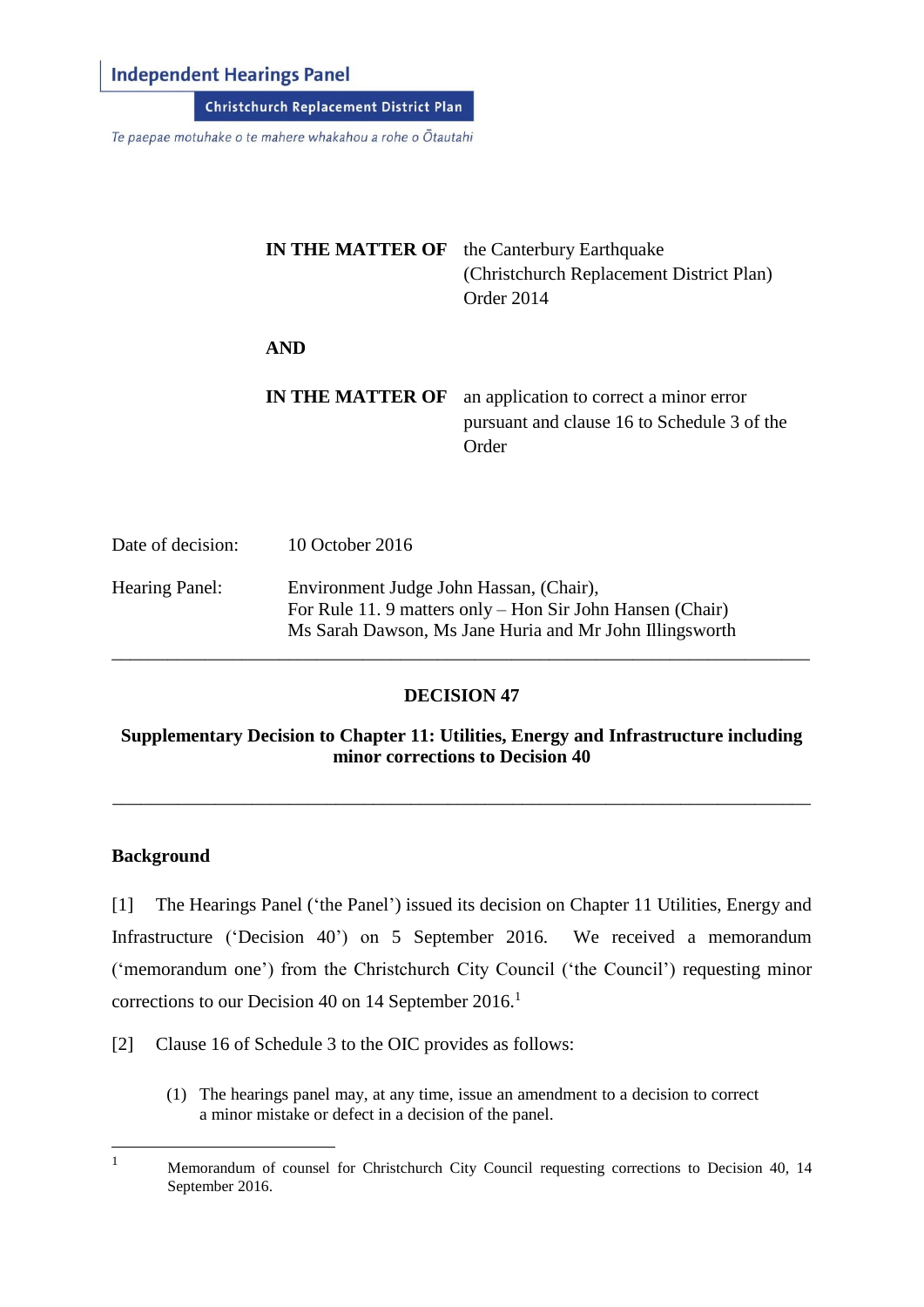**Independent Hearings Panel**

**Christchurch Replacement District Plan**

*Te paepae motuhake o te mahere whakahou a rohe o Ōtautahi*

| | |
|---|---|
| **IN THE MATTER OF** | the Canterbury Earthquake (Christchurch Replacement District Plan) Order 2014 |
| **AND** | |
| **IN THE MATTER OF** | an application to correct a minor error pursuant and clause 16 to Schedule 3 of the Order |

| | |
|---|---|
| Date of decision: | 10 October 2016 |
| Hearing Panel: | Environment Judge John Hassan, (Chair),<br>For Rule 11. 9 matters only – Hon Sir John Hansen (Chair)<br>Ms Sarah Dawson, Ms Jane Huria and Mr John Illingsworth |

---

# DECISION 47

## Supplementary Decision to Chapter 11: Utilities, Energy and Infrastructure including minor corrections to Decision 40

---

### Background

[1] The Hearings Panel ('the Panel') issued its decision on Chapter 11 Utilities, Energy and Infrastructure ('Decision 40') on 5 September 2016. We received a memorandum ('memorandum one') from the Christchurch City Council ('the Council') requesting minor corrections to our Decision 40 on 14 September 2016.[1]

[2] Clause 16 of Schedule 3 to the OIC provides as follows:

> (1) The hearings panel may, at any time, issue an amendment to a decision to correct a minor mistake or defect in a decision of the panel.

---

[1] Memorandum of counsel for Christchurch City Council requesting corrections to Decision 40, 14 September 2016.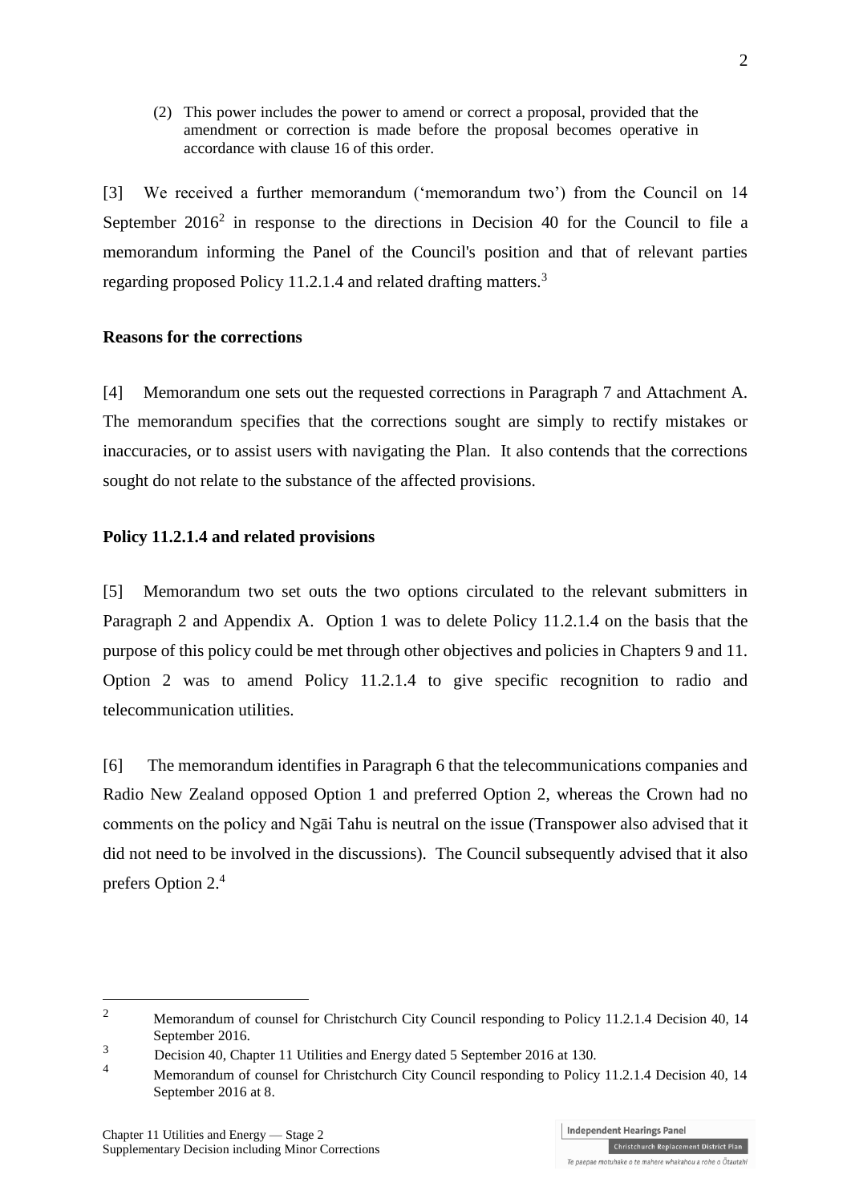(2) This power includes the power to amend or correct a proposal, provided that the amendment or correction is made before the proposal becomes operative in accordance with clause 16 of this order.

[3] We received a further memorandum ('memorandum two') from the Council on 14 September 2016[2] in response to the directions in Decision 40 for the Council to file a memorandum informing the Panel of the Council's position and that of relevant parties regarding proposed Policy 11.2.1.4 and related drafting matters.[3]

**Reasons for the corrections**

[4] Memorandum one sets out the requested corrections in Paragraph 7 and Attachment A. The memorandum specifies that the corrections sought are simply to rectify mistakes or inaccuracies, or to assist users with navigating the Plan. It also contends that the corrections sought do not relate to the substance of the affected provisions.

**Policy 11.2.1.4 and related provisions**

[5] Memorandum two set outs the two options circulated to the relevant submitters in Paragraph 2 and Appendix A. Option 1 was to delete Policy 11.2.1.4 on the basis that the purpose of this policy could be met through other objectives and policies in Chapters 9 and 11. Option 2 was to amend Policy 11.2.1.4 to give specific recognition to radio and telecommunication utilities.

[6] The memorandum identifies in Paragraph 6 that the telecommunications companies and Radio New Zealand opposed Option 1 and preferred Option 2, whereas the Crown had no comments on the policy and Ngāi Tahu is neutral on the issue (Transpower also advised that it did not need to be involved in the discussions). The Council subsequently advised that it also prefers Option 2.[4]

---

[2] Memorandum of counsel for Christchurch City Council responding to Policy 11.2.1.4 Decision 40, 14 September 2016.

[3] Decision 40, Chapter 11 Utilities and Energy dated 5 September 2016 at 130.

[4] Memorandum of counsel for Christchurch City Council responding to Policy 11.2.1.4 Decision 40, 14 September 2016 at 8.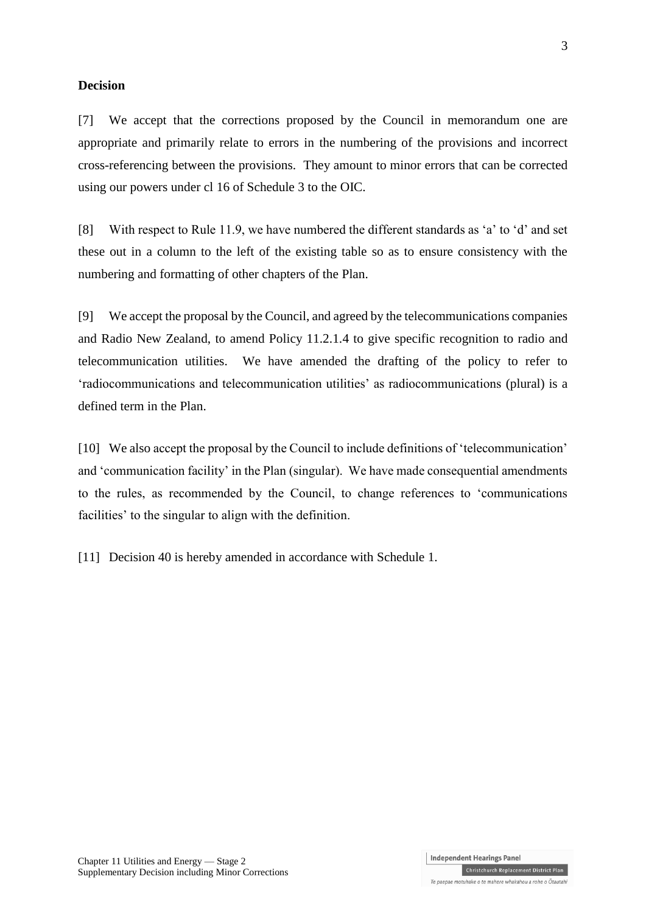**Decision**

[7] We accept that the corrections proposed by the Council in memorandum one are appropriate and primarily relate to errors in the numbering of the provisions and incorrect cross-referencing between the provisions. They amount to minor errors that can be corrected using our powers under cl 16 of Schedule 3 to the OIC.

[8] With respect to Rule 11.9, we have numbered the different standards as 'a' to 'd' and set these out in a column to the left of the existing table so as to ensure consistency with the numbering and formatting of other chapters of the Plan.

[9] We accept the proposal by the Council, and agreed by the telecommunications companies and Radio New Zealand, to amend Policy 11.2.1.4 to give specific recognition to radio and telecommunication utilities. We have amended the drafting of the policy to refer to 'radiocommunications and telecommunication utilities' as radiocommunications (plural) is a defined term in the Plan.

[10] We also accept the proposal by the Council to include definitions of 'telecommunication' and 'communication facility' in the Plan (singular). We have made consequential amendments to the rules, as recommended by the Council, to change references to 'communications facilities' to the singular to align with the definition.

[11] Decision 40 is hereby amended in accordance with Schedule 1.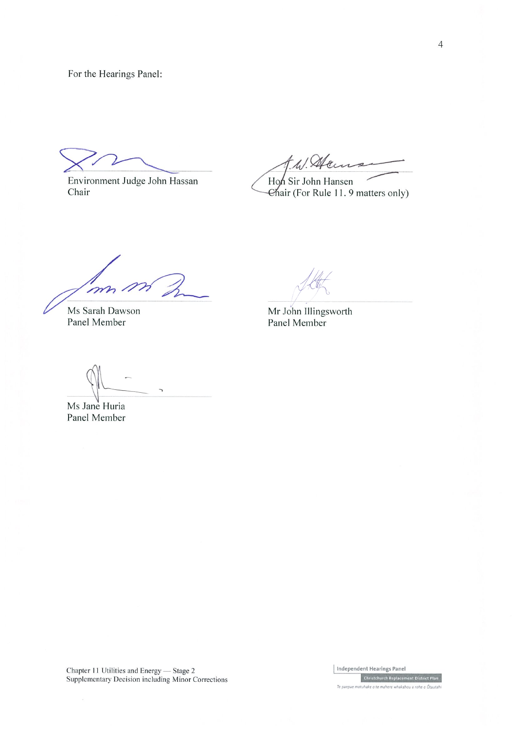For the Hearings Panel:

Environment Judge John Hassan
Chair

Hon Sir John Hansen
Chair (For Rule 11. 9 matters only)

Ms Sarah Dawson
Panel Member

Mr John Illingsworth
Panel Member

Ms Jane Huria
Panel Member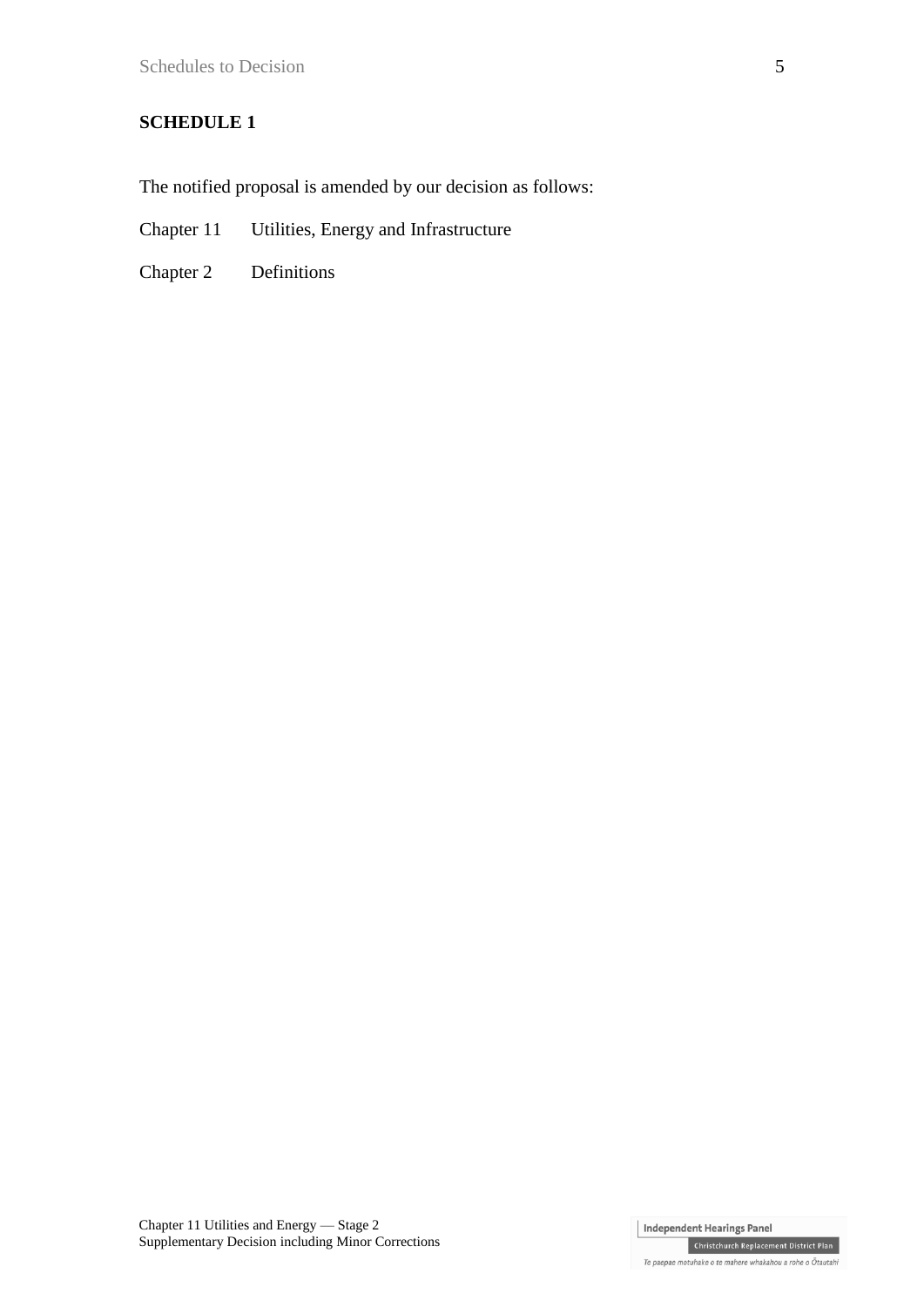**SCHEDULE 1**

The notified proposal is amended by our decision as follows:

Chapter 11 Utilities, Energy and Infrastructure

Chapter 2 Definitions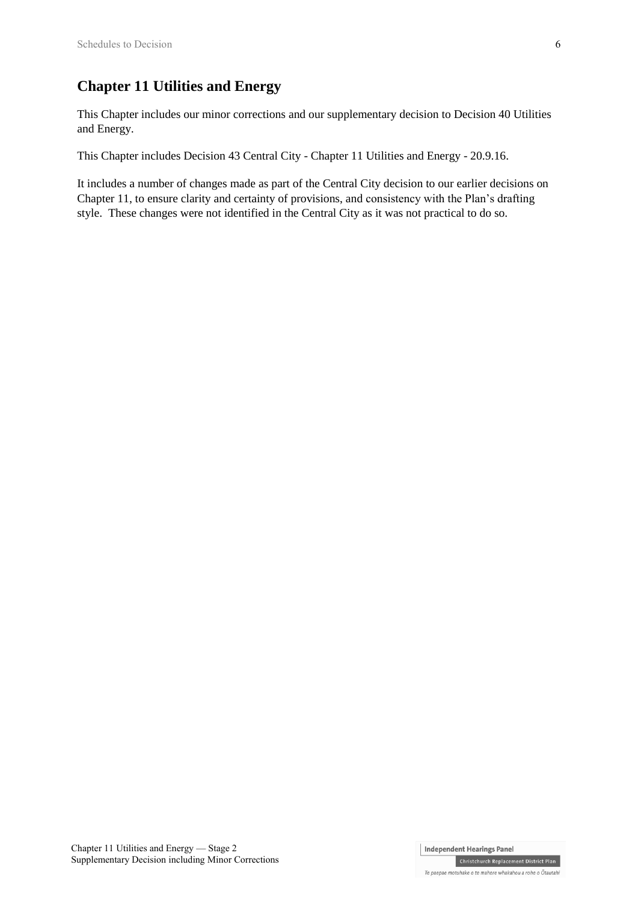## Chapter 11 Utilities and Energy

This Chapter includes our minor corrections and our supplementary decision to Decision 40 Utilities and Energy.

This Chapter includes Decision 43 Central City - Chapter 11 Utilities and Energy - 20.9.16.

It includes a number of changes made as part of the Central City decision to our earlier decisions on Chapter 11, to ensure clarity and certainty of provisions, and consistency with the Plan's drafting style. These changes were not identified in the Central City as it was not practical to do so.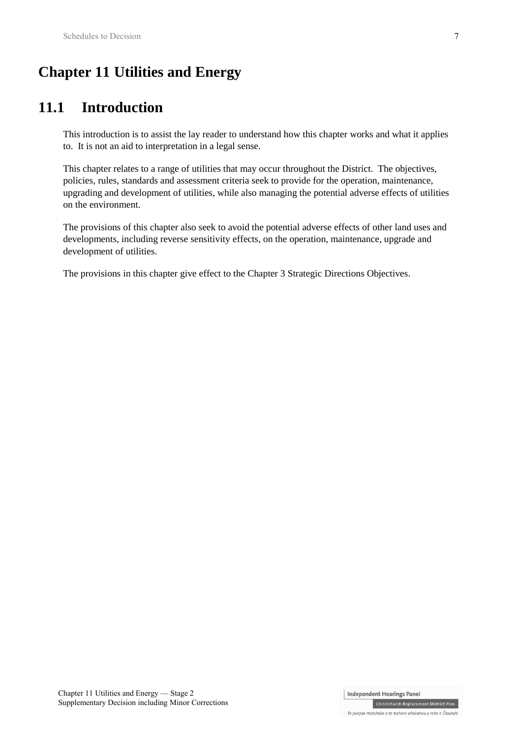# Chapter 11 Utilities and Energy

## 11.1 Introduction

This introduction is to assist the lay reader to understand how this chapter works and what it applies to. It is not an aid to interpretation in a legal sense.

This chapter relates to a range of utilities that may occur throughout the District. The objectives, policies, rules, standards and assessment criteria seek to provide for the operation, maintenance, upgrading and development of utilities, while also managing the potential adverse effects of utilities on the environment.

The provisions of this chapter also seek to avoid the potential adverse effects of other land uses and developments, including reverse sensitivity effects, on the operation, maintenance, upgrade and development of utilities.

The provisions in this chapter give effect to the Chapter 3 Strategic Directions Objectives.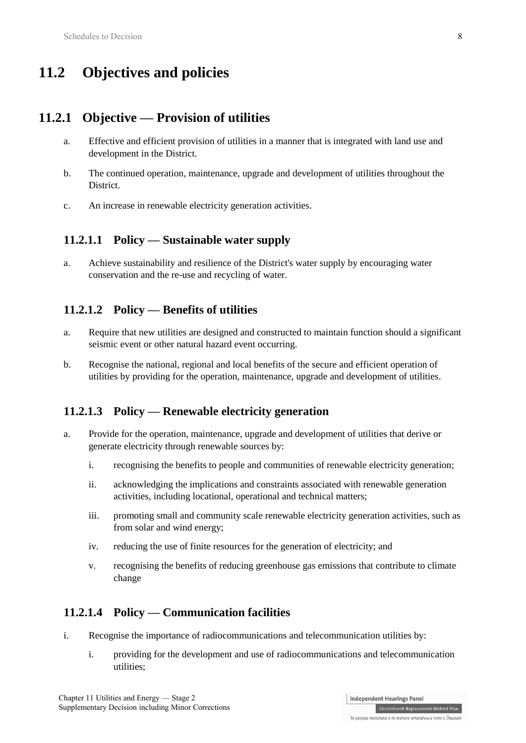# 11.2 Objectives and policies

## 11.2.1 Objective — Provision of utilities

a. Effective and efficient provision of utilities in a manner that is integrated with land use and development in the District.

b. The continued operation, maintenance, upgrade and development of utilities throughout the District.

c. An increase in renewable electricity generation activities.

### 11.2.1.1 Policy — Sustainable water supply

a. Achieve sustainability and resilience of the District's water supply by encouraging water conservation and the re-use and recycling of water.

### 11.2.1.2 Policy — Benefits of utilities

a. Require that new utilities are designed and constructed to maintain function should a significant seismic event or other natural hazard event occurring.

b. Recognise the national, regional and local benefits of the secure and efficient operation of utilities by providing for the operation, maintenance, upgrade and development of utilities.

### 11.2.1.3 Policy — Renewable electricity generation

a. Provide for the operation, maintenance, upgrade and development of utilities that derive or generate electricity through renewable sources by:

   i. recognising the benefits to people and communities of renewable electricity generation;

   ii. acknowledging the implications and constraints associated with renewable generation activities, including locational, operational and technical matters;

   iii. promoting small and community scale renewable electricity generation activities, such as from solar and wind energy;

   iv. reducing the use of finite resources for the generation of electricity; and

   v. recognising the benefits of reducing greenhouse gas emissions that contribute to climate change

### 11.2.1.4 Policy — Communication facilities

i. Recognise the importance of radiocommunications and telecommunication utilities by:

   i. providing for the development and use of radiocommunications and telecommunication utilities;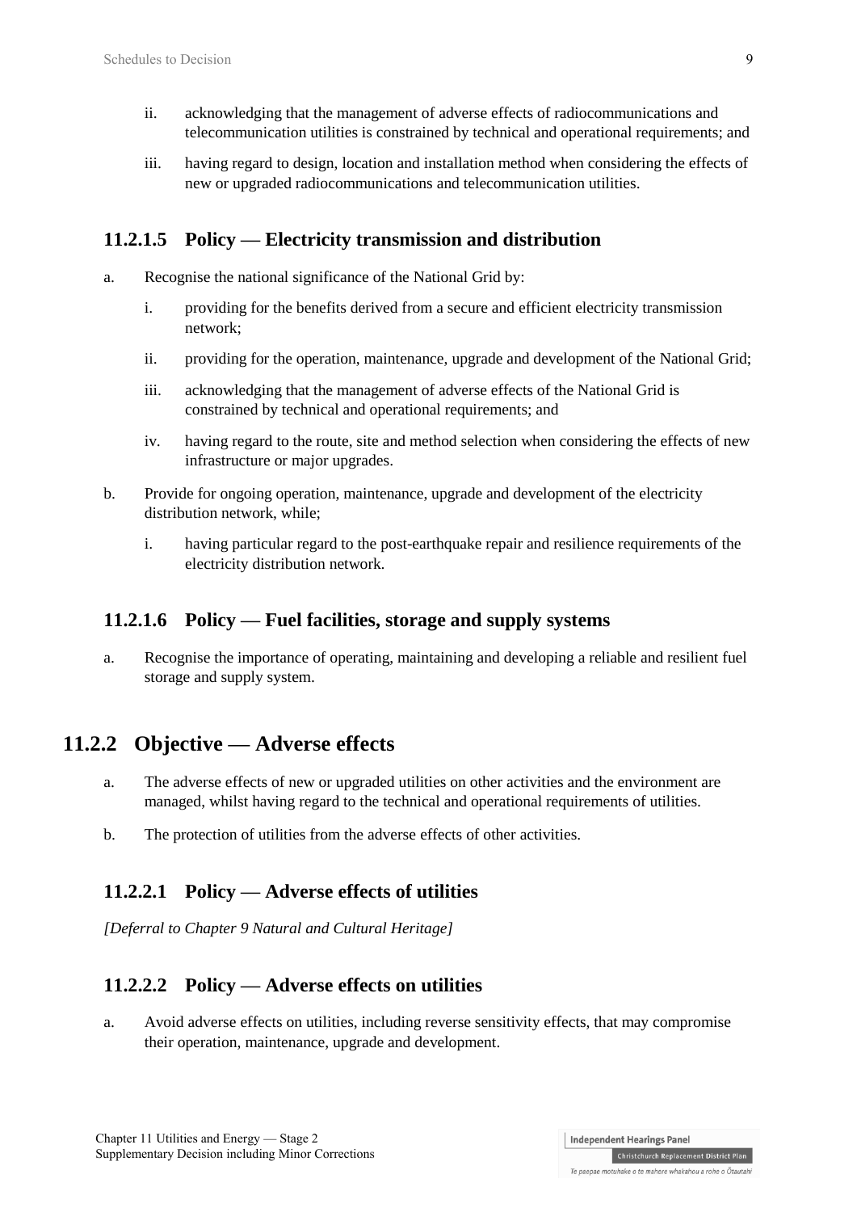ii. acknowledging that the management of adverse effects of radiocommunications and telecommunication utilities is constrained by technical and operational requirements; and

iii. having regard to design, location and installation method when considering the effects of new or upgraded radiocommunications and telecommunication utilities.

### 11.2.1.5 Policy — Electricity transmission and distribution

a. Recognise the national significance of the National Grid by:

   i. providing for the benefits derived from a secure and efficient electricity transmission network;

   ii. providing for the operation, maintenance, upgrade and development of the National Grid;

   iii. acknowledging that the management of adverse effects of the National Grid is constrained by technical and operational requirements; and

   iv. having regard to the route, site and method selection when considering the effects of new infrastructure or major upgrades.

b. Provide for ongoing operation, maintenance, upgrade and development of the electricity distribution network, while;

   i. having particular regard to the post-earthquake repair and resilience requirements of the electricity distribution network.

### 11.2.1.6 Policy — Fuel facilities, storage and supply systems

a. Recognise the importance of operating, maintaining and developing a reliable and resilient fuel storage and supply system.

## 11.2.2 Objective — Adverse effects

a. The adverse effects of new or upgraded utilities on other activities and the environment are managed, whilst having regard to the technical and operational requirements of utilities.

b. The protection of utilities from the adverse effects of other activities.

### 11.2.2.1 Policy — Adverse effects of utilities

*[Deferral to Chapter 9 Natural and Cultural Heritage]*

### 11.2.2.2 Policy — Adverse effects on utilities

a. Avoid adverse effects on utilities, including reverse sensitivity effects, that may compromise their operation, maintenance, upgrade and development.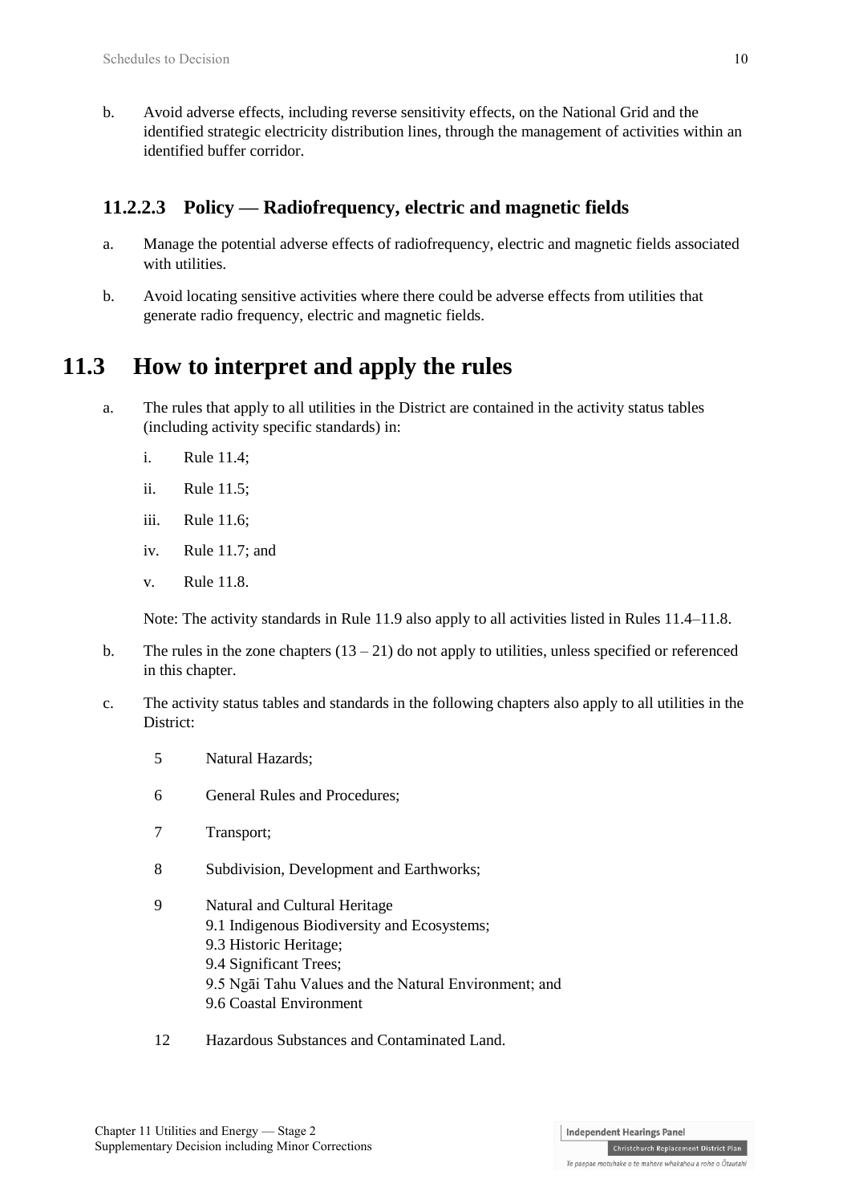b. Avoid adverse effects, including reverse sensitivity effects, on the National Grid and the identified strategic electricity distribution lines, through the management of activities within an identified buffer corridor.

### 11.2.2.3 Policy — Radiofrequency, electric and magnetic fields

a. Manage the potential adverse effects of radiofrequency, electric and magnetic fields associated with utilities.

b. Avoid locating sensitive activities where there could be adverse effects from utilities that generate radio frequency, electric and magnetic fields.

## 11.3 How to interpret and apply the rules

a. The rules that apply to all utilities in the District are contained in the activity status tables (including activity specific standards) in:

   i. Rule 11.4;

   ii. Rule 11.5;

   iii. Rule 11.6;

   iv. Rule 11.7; and

   v. Rule 11.8.

   Note: The activity standards in Rule 11.9 also apply to all activities listed in Rules 11.4–11.8.

b. The rules in the zone chapters (13 – 21) do not apply to utilities, unless specified or referenced in this chapter.

c. The activity status tables and standards in the following chapters also apply to all utilities in the District:

   5 Natural Hazards;

   6 General Rules and Procedures;

   7 Transport;

   8 Subdivision, Development and Earthworks;

   9 Natural and Cultural Heritage
   9.1 Indigenous Biodiversity and Ecosystems;
   9.3 Historic Heritage;
   9.4 Significant Trees;
   9.5 Ngāi Tahu Values and the Natural Environment; and
   9.6 Coastal Environment

   12 Hazardous Substances and Contaminated Land.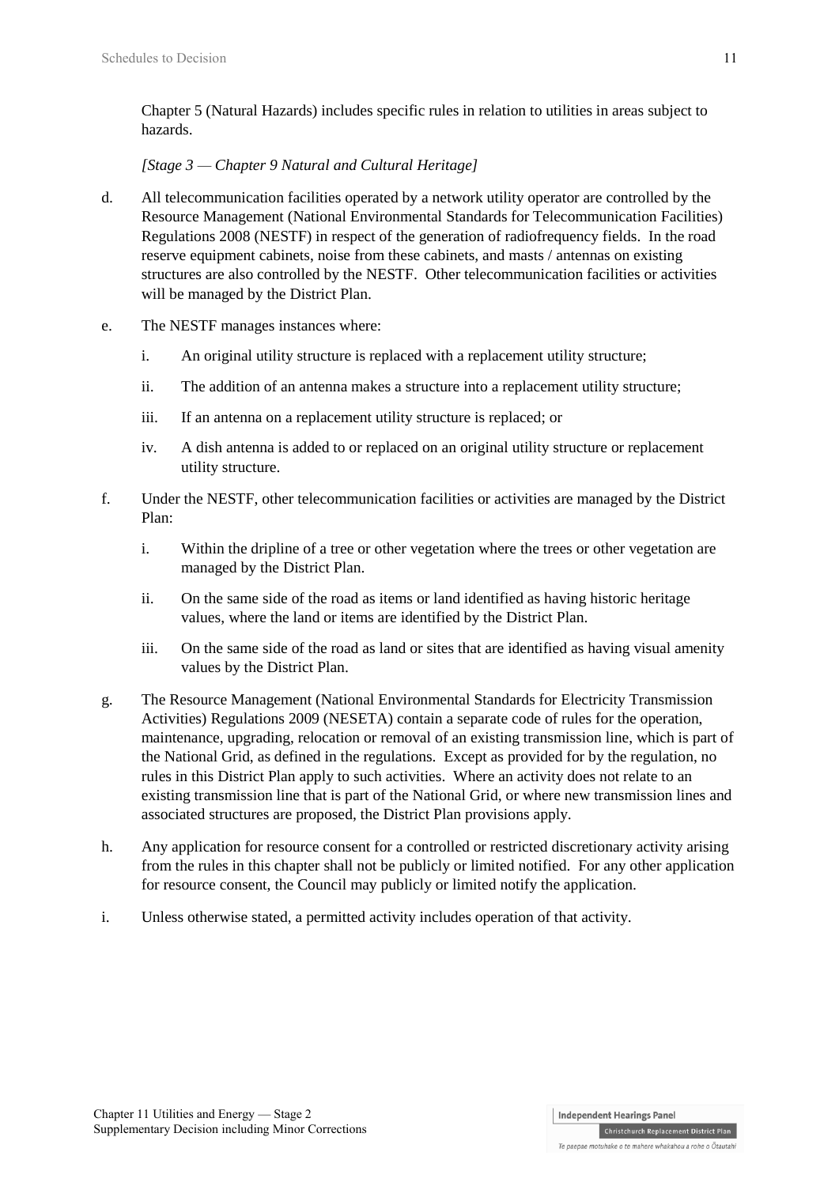Chapter 5 (Natural Hazards) includes specific rules in relation to utilities in areas subject to hazards.

*[Stage 3 — Chapter 9 Natural and Cultural Heritage]*

d. All telecommunication facilities operated by a network utility operator are controlled by the Resource Management (National Environmental Standards for Telecommunication Facilities) Regulations 2008 (NESTF) in respect of the generation of radiofrequency fields. In the road reserve equipment cabinets, noise from these cabinets, and masts / antennas on existing structures are also controlled by the NESTF. Other telecommunication facilities or activities will be managed by the District Plan.

e. The NESTF manages instances where:

   i. An original utility structure is replaced with a replacement utility structure;

   ii. The addition of an antenna makes a structure into a replacement utility structure;

   iii. If an antenna on a replacement utility structure is replaced; or

   iv. A dish antenna is added to or replaced on an original utility structure or replacement utility structure.

f. Under the NESTF, other telecommunication facilities or activities are managed by the District Plan:

   i. Within the dripline of a tree or other vegetation where the trees or other vegetation are managed by the District Plan.

   ii. On the same side of the road as items or land identified as having historic heritage values, where the land or items are identified by the District Plan.

   iii. On the same side of the road as land or sites that are identified as having visual amenity values by the District Plan.

g. The Resource Management (National Environmental Standards for Electricity Transmission Activities) Regulations 2009 (NESETA) contain a separate code of rules for the operation, maintenance, upgrading, relocation or removal of an existing transmission line, which is part of the National Grid, as defined in the regulations. Except as provided for by the regulation, no rules in this District Plan apply to such activities. Where an activity does not relate to an existing transmission line that is part of the National Grid, or where new transmission lines and associated structures are proposed, the District Plan provisions apply.

h. Any application for resource consent for a controlled or restricted discretionary activity arising from the rules in this chapter shall not be publicly or limited notified. For any other application for resource consent, the Council may publicly or limited notify the application.

i. Unless otherwise stated, a permitted activity includes operation of that activity.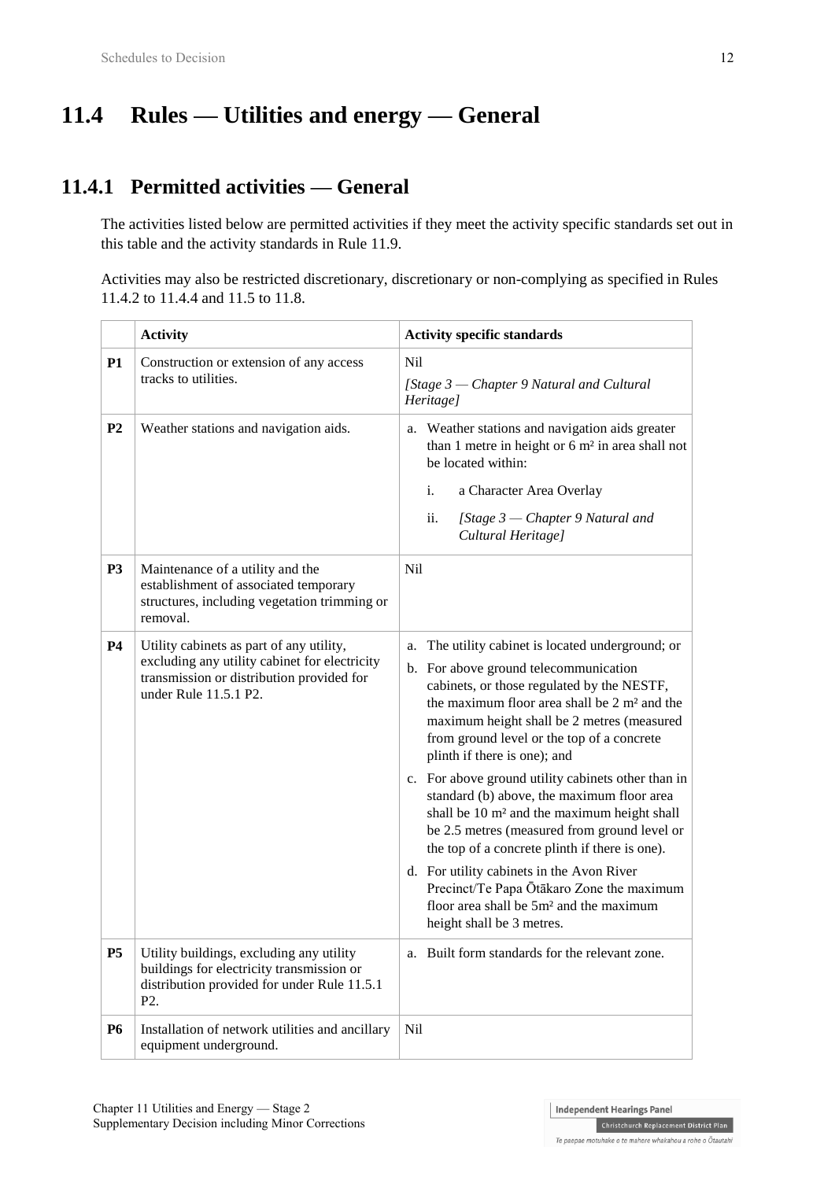# 11.4 Rules — Utilities and energy — General

## 11.4.1 Permitted activities — General

The activities listed below are permitted activities if they meet the activity specific standards set out in this table and the activity standards in Rule 11.9.

Activities may also be restricted discretionary, discretionary or non-complying as specified in Rules 11.4.2 to 11.4.4 and 11.5 to 11.8.

| | **Activity** | **Activity specific standards** |
|---|---|---|
| **P1** | Construction or extension of any access tracks to utilities. | Nil<br>*[Stage 3 — Chapter 9 Natural and Cultural Heritage]* |
| **P2** | Weather stations and navigation aids. | a. Weather stations and navigation aids greater than 1 metre in height or 6 m² in area shall not be located within:<br>i. a Character Area Overlay<br>ii. *[Stage 3 — Chapter 9 Natural and Cultural Heritage]* |
| **P3** | Maintenance of a utility and the establishment of associated temporary structures, including vegetation trimming or removal. | Nil |
| **P4** | Utility cabinets as part of any utility, excluding any utility cabinet for electricity transmission or distribution provided for under Rule 11.5.1 P2. | a. The utility cabinet is located underground; or<br>b. For above ground telecommunication cabinets, or those regulated by the NESTF, the maximum floor area shall be 2 m² and the maximum height shall be 2 metres (measured from ground level or the top of a concrete plinth if there is one); and<br>c. For above ground utility cabinets other than in standard (b) above, the maximum floor area shall be 10 m² and the maximum height shall be 2.5 metres (measured from ground level or the top of a concrete plinth if there is one).<br>d. For utility cabinets in the Avon River Precinct/Te Papa Ōtākaro Zone the maximum floor area shall be 5m² and the maximum height shall be 3 metres. |
| **P5** | Utility buildings, excluding any utility buildings for electricity transmission or distribution provided for under Rule 11.5.1 P2. | a. Built form standards for the relevant zone. |
| **P6** | Installation of network utilities and ancillary equipment underground. | Nil |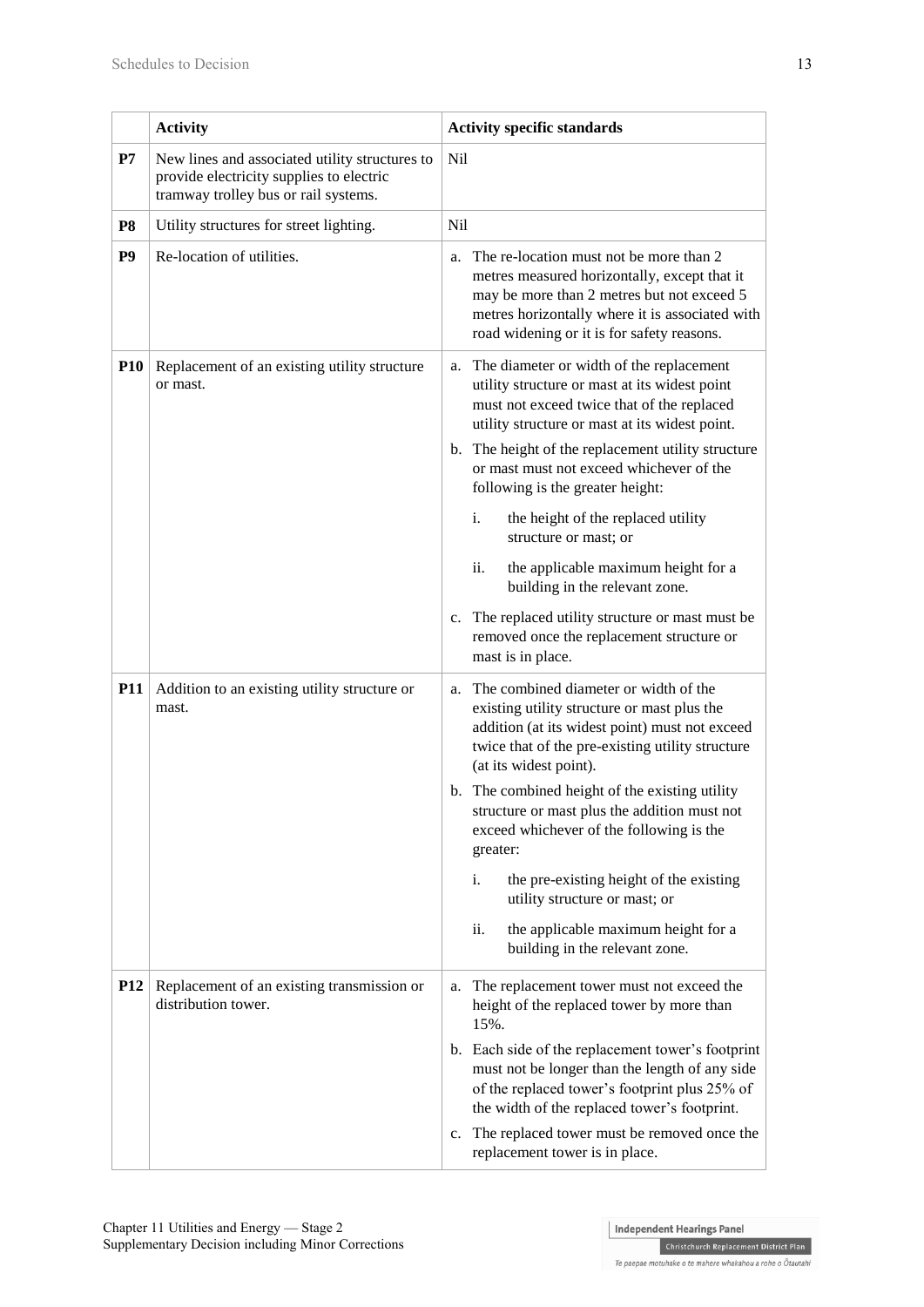| | Activity | Activity specific standards |
|---|---|---|
| **P7** | New lines and associated utility structures to provide electricity supplies to electric tramway trolley bus or rail systems. | Nil |
| **P8** | Utility structures for street lighting. | Nil |
| **P9** | Re-location of utilities. | a. The re-location must not be more than 2 metres measured horizontally, except that it may be more than 2 metres but not exceed 5 metres horizontally where it is associated with road widening or it is for safety reasons. |
| **P10** | Replacement of an existing utility structure or mast. | a. The diameter or width of the replacement utility structure or mast at its widest point must not exceed twice that of the replaced utility structure or mast at its widest point.<br>b. The height of the replacement utility structure or mast must not exceed whichever of the following is the greater height:<br>i. the height of the replaced utility structure or mast; or<br>ii. the applicable maximum height for a building in the relevant zone.<br>c. The replaced utility structure or mast must be removed once the replacement structure or mast is in place. |
| **P11** | Addition to an existing utility structure or mast. | a. The combined diameter or width of the existing utility structure or mast plus the addition (at its widest point) must not exceed twice that of the pre-existing utility structure (at its widest point).<br>b. The combined height of the existing utility structure or mast plus the addition must not exceed whichever of the following is the greater:<br>i. the pre-existing height of the existing utility structure or mast; or<br>ii. the applicable maximum height for a building in the relevant zone. |
| **P12** | Replacement of an existing transmission or distribution tower. | a. The replacement tower must not exceed the height of the replaced tower by more than 15%.<br>b. Each side of the replacement tower's footprint must not be longer than the length of any side of the replaced tower's footprint plus 25% of the width of the replaced tower's footprint.<br>c. The replaced tower must be removed once the replacement tower is in place. |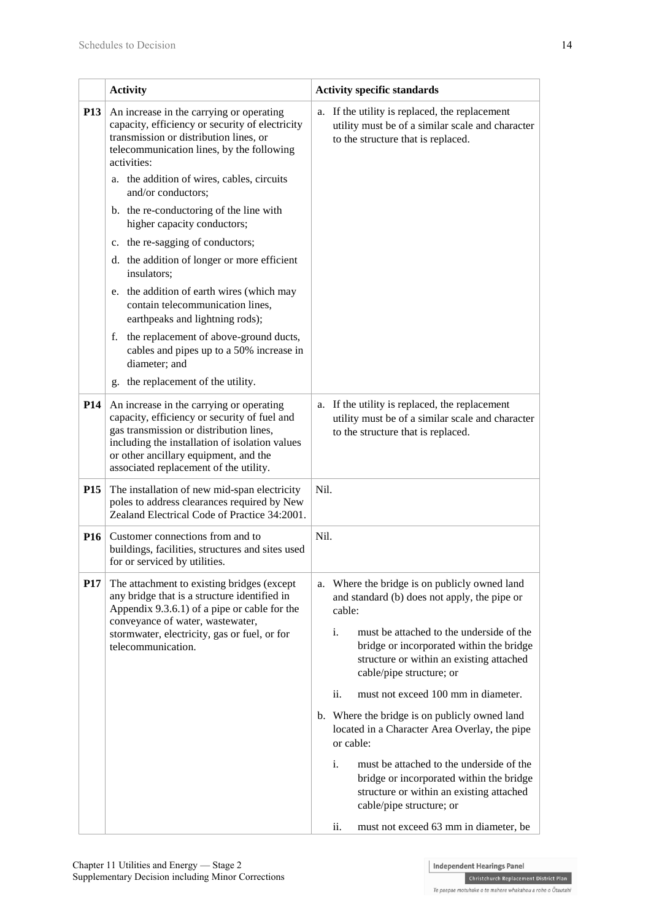| | Activity | Activity specific standards |
|---|---|---|
| **P13** | An increase in the carrying or operating capacity, efficiency or security of electricity transmission or distribution lines, or telecommunication lines, by the following activities:<br>a. the addition of wires, cables, circuits and/or conductors;<br>b. the re-conductoring of the line with higher capacity conductors;<br>c. the re-sagging of conductors;<br>d. the addition of longer or more efficient insulators;<br>e. the addition of earth wires (which may contain telecommunication lines, earthpeaks and lightning rods);<br>f. the replacement of above-ground ducts, cables and pipes up to a 50% increase in diameter; and<br>g. the replacement of the utility. | a. If the utility is replaced, the replacement utility must be of a similar scale and character to the structure that is replaced. |
| **P14** | An increase in the carrying or operating capacity, efficiency or security of fuel and gas transmission or distribution lines, including the installation of isolation values or other ancillary equipment, and the associated replacement of the utility. | a. If the utility is replaced, the replacement utility must be of a similar scale and character to the structure that is replaced. |
| **P15** | The installation of new mid-span electricity poles to address clearances required by New Zealand Electrical Code of Practice 34:2001. | Nil. |
| **P16** | Customer connections from and to buildings, facilities, structures and sites used for or serviced by utilities. | Nil. |
| **P17** | The attachment to existing bridges (except any bridge that is a structure identified in Appendix 9.3.6.1) of a pipe or cable for the conveyance of water, wastewater, stormwater, electricity, gas or fuel, or for telecommunication. | a. Where the bridge is on publicly owned land and standard (b) does not apply, the pipe or cable:<br>i. must be attached to the underside of the bridge or incorporated within the bridge structure or within an existing attached cable/pipe structure; or<br>ii. must not exceed 100 mm in diameter.<br>b. Where the bridge is on publicly owned land located in a Character Area Overlay, the pipe or cable:<br>i. must be attached to the underside of the bridge or incorporated within the bridge structure or within an existing attached cable/pipe structure; or<br>ii. must not exceed 63 mm in diameter, be |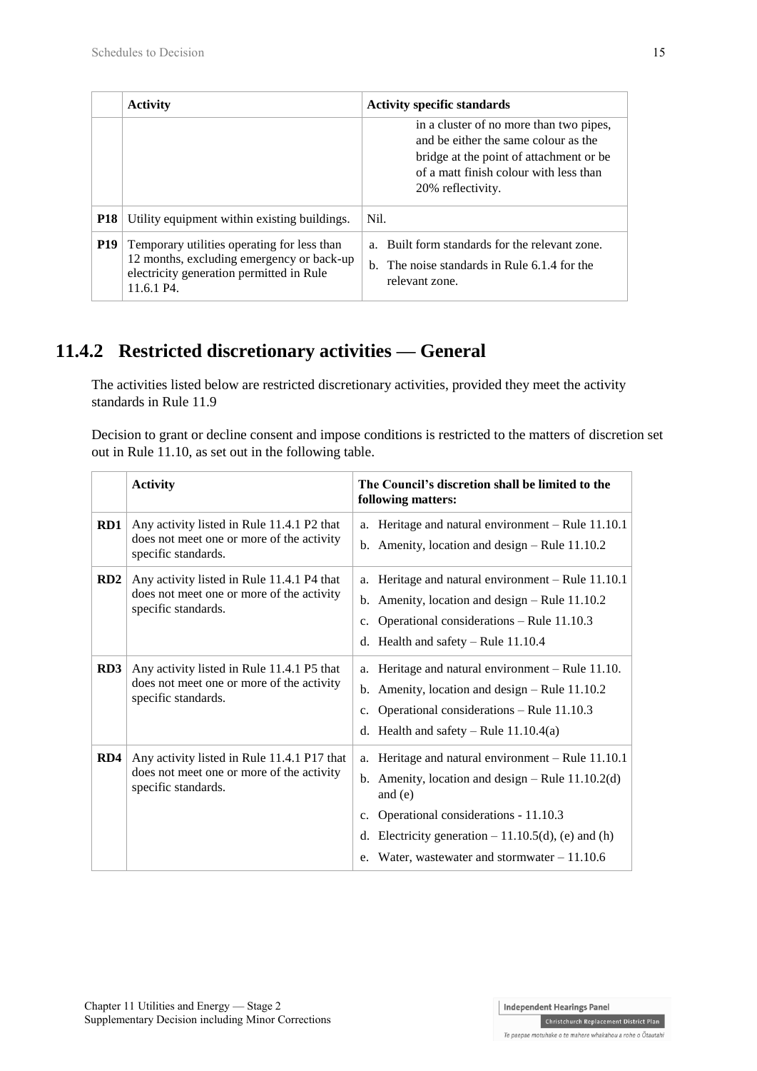| | Activity | Activity specific standards |
|---|---|---|
| | | in a cluster of no more than two pipes, and be either the same colour as the bridge at the point of attachment or be of a matt finish colour with less than 20% reflectivity. |
| **P18** | Utility equipment within existing buildings. | Nil. |
| **P19** | Temporary utilities operating for less than 12 months, excluding emergency or back-up electricity generation permitted in Rule 11.6.1 P4. | a. Built form standards for the relevant zone.<br>b. The noise standards in Rule 6.1.4 for the relevant zone. |

## 11.4.2 Restricted discretionary activities — General

The activities listed below are restricted discretionary activities, provided they meet the activity standards in Rule 11.9

Decision to grant or decline consent and impose conditions is restricted to the matters of discretion set out in Rule 11.10, as set out in the following table.

| | Activity | The Council's discretion shall be limited to the following matters: |
|---|---|---|
| **RD1** | Any activity listed in Rule 11.4.1 P2 that does not meet one or more of the activity specific standards. | a. Heritage and natural environment – Rule 11.10.1<br>b. Amenity, location and design – Rule 11.10.2 |
| **RD2** | Any activity listed in Rule 11.4.1 P4 that does not meet one or more of the activity specific standards. | a. Heritage and natural environment – Rule 11.10.1<br>b. Amenity, location and design – Rule 11.10.2<br>c. Operational considerations – Rule 11.10.3<br>d. Health and safety – Rule 11.10.4 |
| **RD3** | Any activity listed in Rule 11.4.1 P5 that does not meet one or more of the activity specific standards. | a. Heritage and natural environment – Rule 11.10.<br>b. Amenity, location and design – Rule 11.10.2<br>c. Operational considerations – Rule 11.10.3<br>d. Health and safety – Rule 11.10.4(a) |
| **RD4** | Any activity listed in Rule 11.4.1 P17 that does not meet one or more of the activity specific standards. | a. Heritage and natural environment – Rule 11.10.1<br>b. Amenity, location and design – Rule 11.10.2(d) and (e)<br>c. Operational considerations - 11.10.3<br>d. Electricity generation – 11.10.5(d), (e) and (h)<br>e. Water, wastewater and stormwater – 11.10.6 |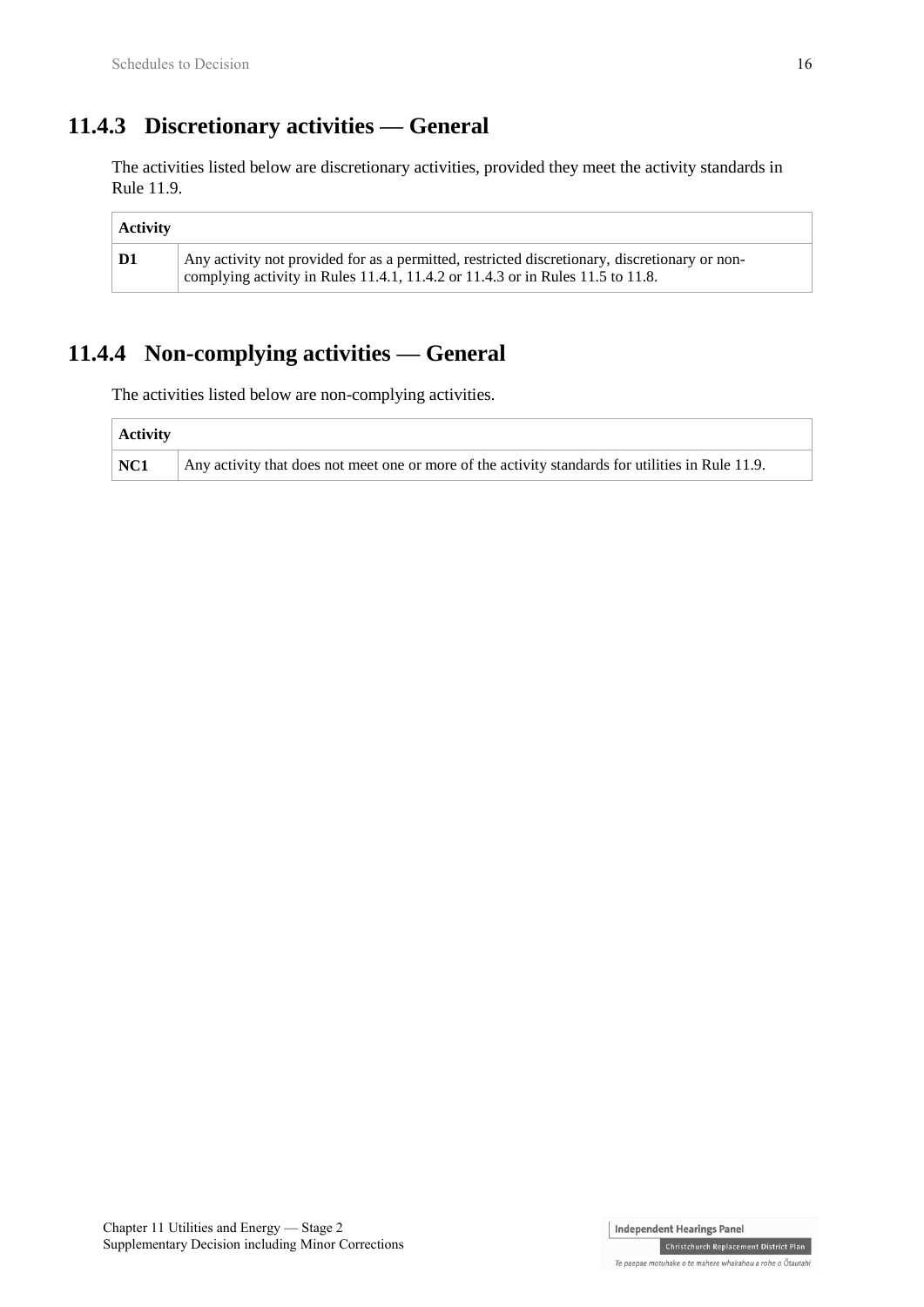## 11.4.3 Discretionary activities — General

The activities listed below are discretionary activities, provided they meet the activity standards in Rule 11.9.

| Activity | |
|---|---|
| **D1** | Any activity not provided for as a permitted, restricted discretionary, discretionary or non-complying activity in Rules 11.4.1, 11.4.2 or 11.4.3 or in Rules 11.5 to 11.8. |

## 11.4.4 Non-complying activities — General

The activities listed below are non-complying activities.

| Activity | |
|---|---|
| **NC1** | Any activity that does not meet one or more of the activity standards for utilities in Rule 11.9. |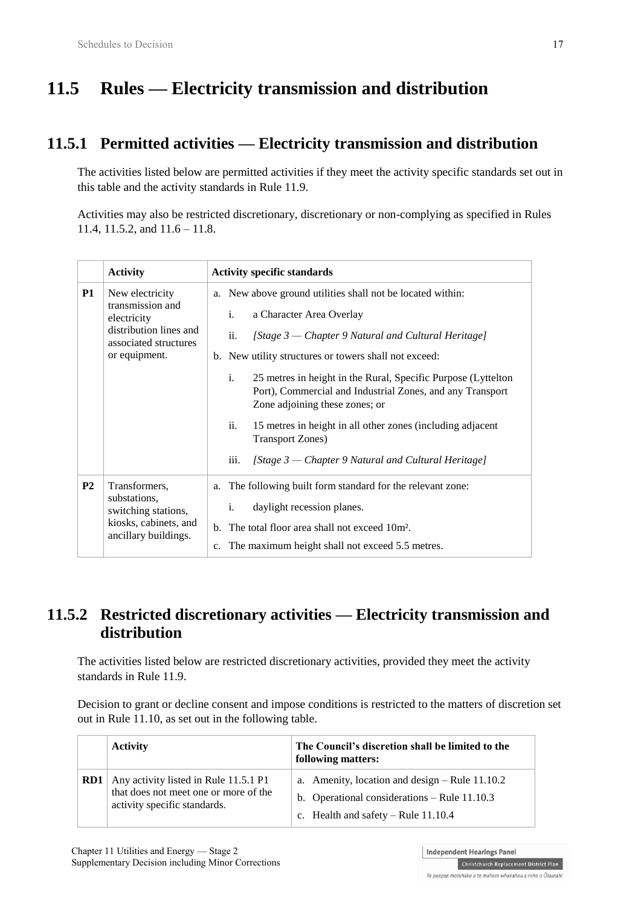# 11.5 Rules — Electricity transmission and distribution

## 11.5.1 Permitted activities — Electricity transmission and distribution

The activities listed below are permitted activities if they meet the activity specific standards set out in this table and the activity standards in Rule 11.9.

Activities may also be restricted discretionary, discretionary or non-complying as specified in Rules 11.4, 11.5.2, and 11.6 – 11.8.

| | Activity | Activity specific standards |
|---|---|---|
| **P1** | New electricity transmission and electricity distribution lines and associated structures or equipment. | a. New above ground utilities shall not be located within:<br>i. a Character Area Overlay<br>ii. *[Stage 3 — Chapter 9 Natural and Cultural Heritage]*<br>b. New utility structures or towers shall not exceed:<br>i. 25 metres in height in the Rural, Specific Purpose (Lyttelton Port), Commercial and Industrial Zones, and any Transport Zone adjoining these zones; or<br>ii. 15 metres in height in all other zones (including adjacent Transport Zones)<br>iii. *[Stage 3 — Chapter 9 Natural and Cultural Heritage]* |
| **P2** | Transformers, substations, switching stations, kiosks, cabinets, and ancillary buildings. | a. The following built form standard for the relevant zone:<br>i. daylight recession planes.<br>b. The total floor area shall not exceed 10m².<br>c. The maximum height shall not exceed 5.5 metres. |

## 11.5.2 Restricted discretionary activities — Electricity transmission and distribution

The activities listed below are restricted discretionary activities, provided they meet the activity standards in Rule 11.9.

Decision to grant or decline consent and impose conditions is restricted to the matters of discretion set out in Rule 11.10, as set out in the following table.

| | Activity | The Council's discretion shall be limited to the following matters: |
|---|---|---|
| **RD1** | Any activity listed in Rule 11.5.1 P1 that does not meet one or more of the activity specific standards. | a. Amenity, location and design – Rule 11.10.2<br>b. Operational considerations – Rule 11.10.3<br>c. Health and safety – Rule 11.10.4 |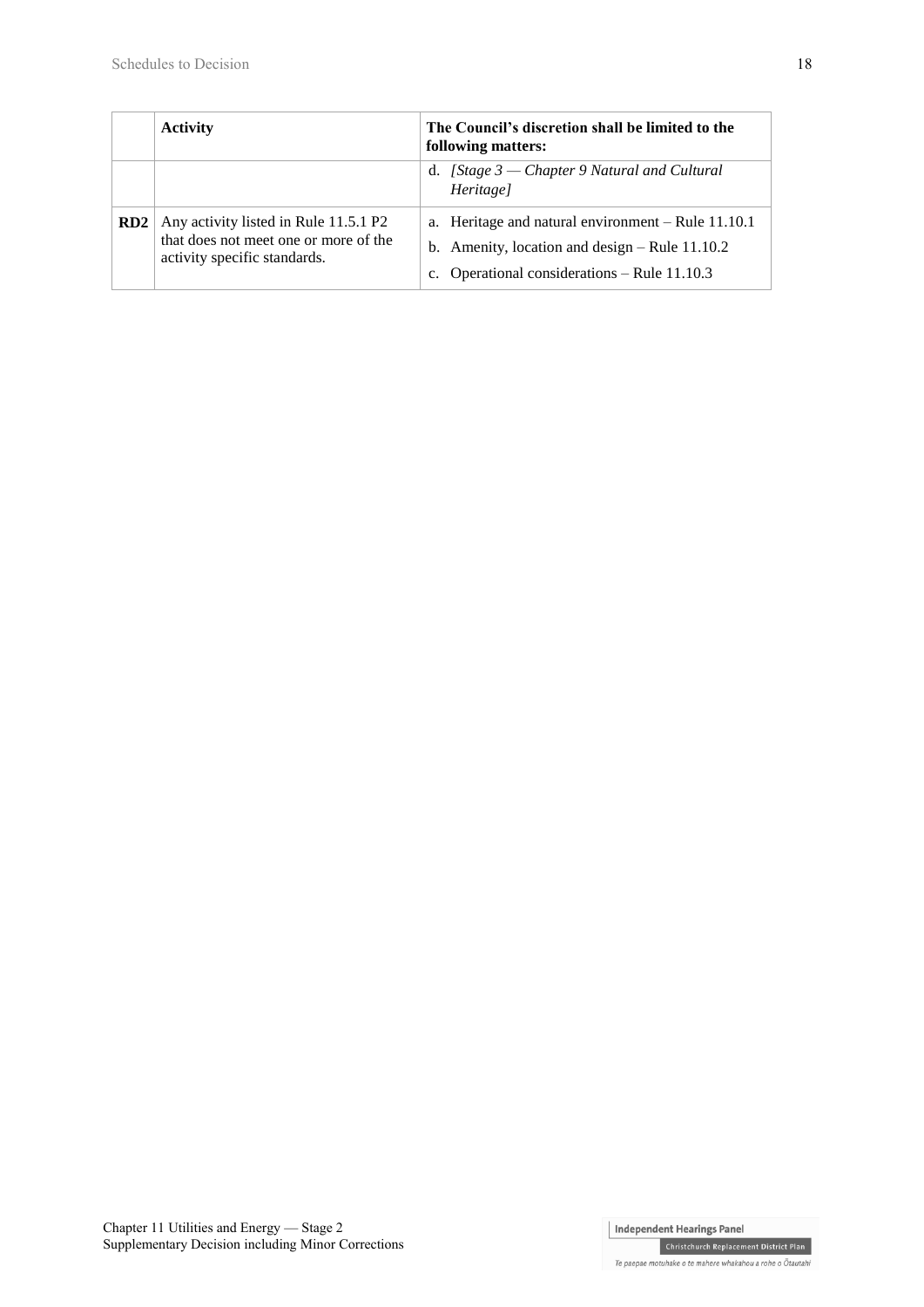| | Activity | The Council's discretion shall be limited to the following matters: |
|---|---|---|
| | | d. *[Stage 3 — Chapter 9 Natural and Cultural Heritage]* |
| **RD2** | Any activity listed in Rule 11.5.1 P2 that does not meet one or more of the activity specific standards. | a. Heritage and natural environment – Rule 11.10.1<br>b. Amenity, location and design – Rule 11.10.2<br>c. Operational considerations – Rule 11.10.3 |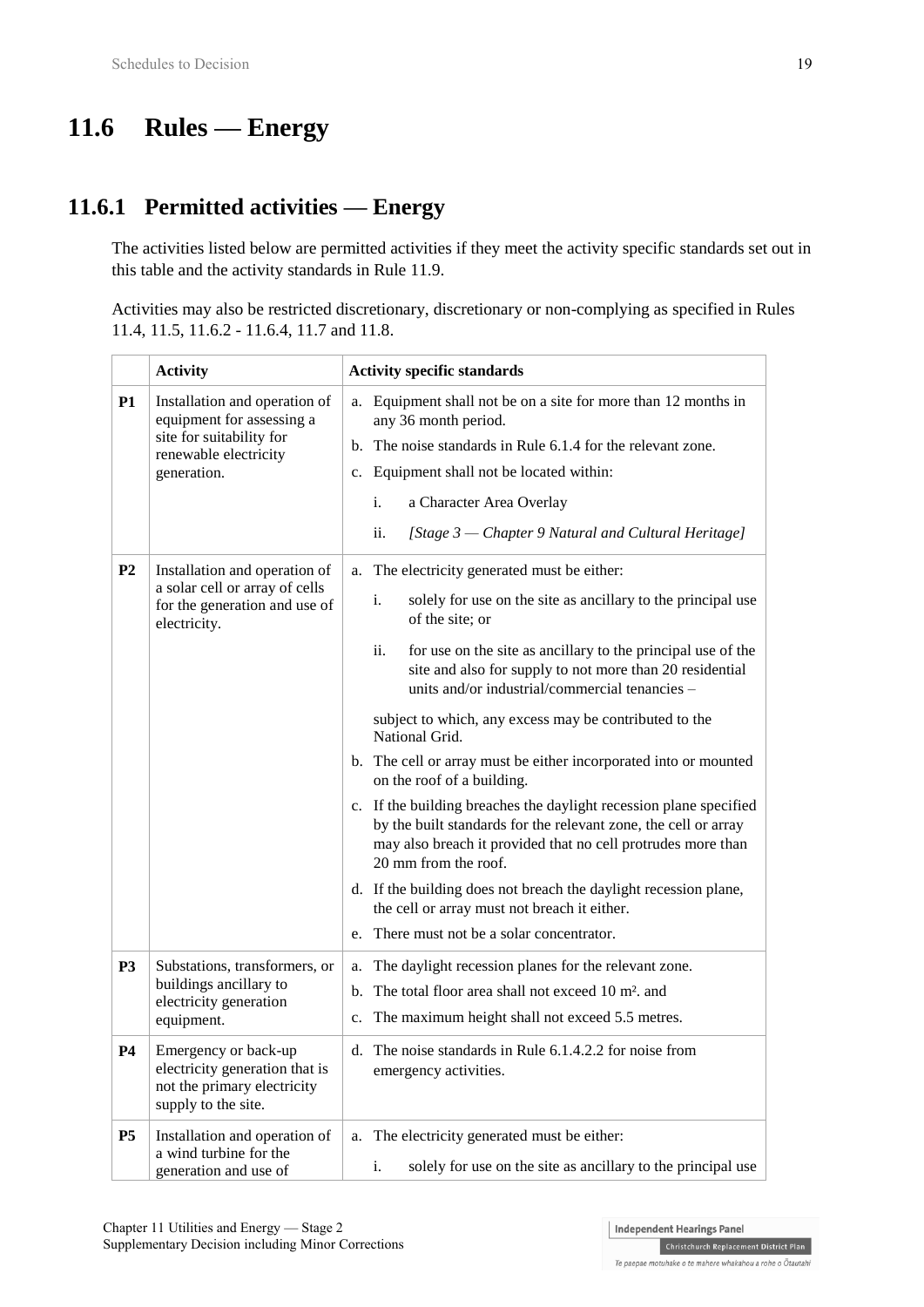# 11.6 Rules — Energy

## 11.6.1 Permitted activities — Energy

The activities listed below are permitted activities if they meet the activity specific standards set out in this table and the activity standards in Rule 11.9.

Activities may also be restricted discretionary, discretionary or non-complying as specified in Rules 11.4, 11.5, 11.6.2 - 11.6.4, 11.7 and 11.8.

| | Activity | Activity specific standards |
|---|---|---|
| **P1** | Installation and operation of equipment for assessing a site for suitability for renewable electricity generation. | a. Equipment shall not be on a site for more than 12 months in any 36 month period.<br>b. The noise standards in Rule 6.1.4 for the relevant zone.<br>c. Equipment shall not be located within:<br>i. a Character Area Overlay<br>ii. *[Stage 3 — Chapter 9 Natural and Cultural Heritage]* |
| **P2** | Installation and operation of a solar cell or array of cells for the generation and use of electricity. | a. The electricity generated must be either:<br>i. solely for use on the site as ancillary to the principal use of the site; or<br>ii. for use on the site as ancillary to the principal use of the site and also for supply to not more than 20 residential units and/or industrial/commercial tenancies –<br>subject to which, any excess may be contributed to the National Grid.<br>b. The cell or array must be either incorporated into or mounted on the roof of a building.<br>c. If the building breaches the daylight recession plane specified by the built standards for the relevant zone, the cell or array may also breach it provided that no cell protrudes more than 20 mm from the roof.<br>d. If the building does not breach the daylight recession plane, the cell or array must not breach it either.<br>e. There must not be a solar concentrator. |
| **P3** | Substations, transformers, or buildings ancillary to electricity generation equipment. | a. The daylight recession planes for the relevant zone.<br>b. The total floor area shall not exceed 10 m². and<br>c. The maximum height shall not exceed 5.5 metres. |
| **P4** | Emergency or back-up electricity generation that is not the primary electricity supply to the site. | d. The noise standards in Rule 6.1.4.2.2 for noise from emergency activities. |
| **P5** | Installation and operation of a wind turbine for the generation and use of | a. The electricity generated must be either:<br>i. solely for use on the site as ancillary to the principal use |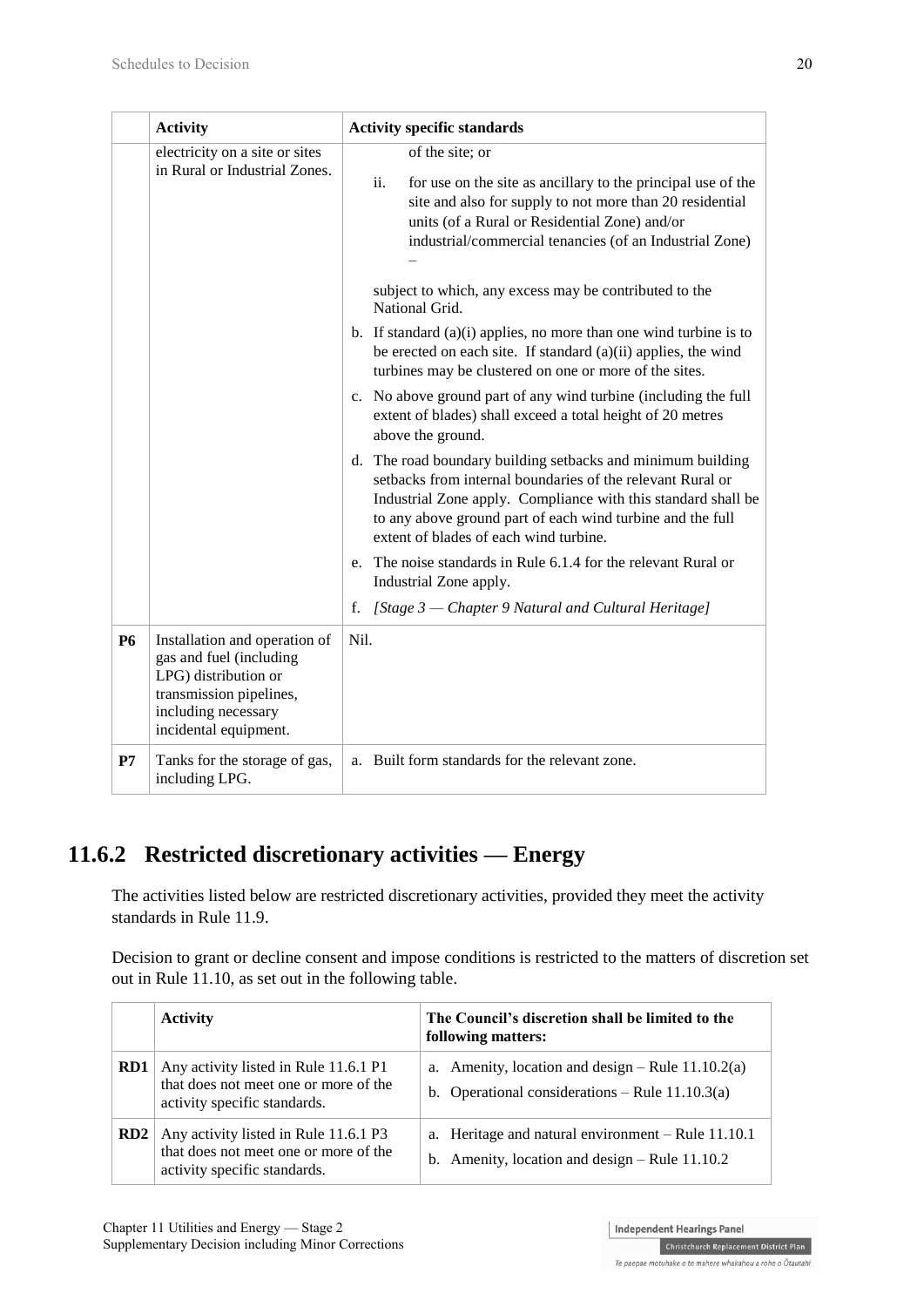|  | Activity | Activity specific standards |
| --- | --- | --- |
|  | electricity on a site or sites in Rural or Industrial Zones. | of the site; or<br>ii. for use on the site as ancillary to the principal use of the site and also for supply to not more than 20 residential units (of a Rural or Residential Zone) and/or industrial/commercial tenancies (of an Industrial Zone) –<br>subject to which, any excess may be contributed to the National Grid.<br>b. If standard (a)(i) applies, no more than one wind turbine is to be erected on each site. If standard (a)(ii) applies, the wind turbines may be clustered on one or more of the sites.<br>c. No above ground part of any wind turbine (including the full extent of blades) shall exceed a total height of 20 metres above the ground.<br>d. The road boundary building setbacks and minimum building setbacks from internal boundaries of the relevant Rural or Industrial Zone apply. Compliance with this standard shall be to any above ground part of each wind turbine and the full extent of blades of each wind turbine.<br>e. The noise standards in Rule 6.1.4 for the relevant Rural or Industrial Zone apply.<br>f. *[Stage 3 — Chapter 9 Natural and Cultural Heritage]* |
| **P6** | Installation and operation of gas and fuel (including LPG) distribution or transmission pipelines, including necessary incidental equipment. | Nil. |
| **P7** | Tanks for the storage of gas, including LPG. | a. Built form standards for the relevant zone. |

## 11.6.2 Restricted discretionary activities — Energy

The activities listed below are restricted discretionary activities, provided they meet the activity standards in Rule 11.9.

Decision to grant or decline consent and impose conditions is restricted to the matters of discretion set out in Rule 11.10, as set out in the following table.

|  | Activity | The Council's discretion shall be limited to the following matters: |
| --- | --- | --- |
| **RD1** | Any activity listed in Rule 11.6.1 P1 that does not meet one or more of the activity specific standards. | a. Amenity, location and design – Rule 11.10.2(a)<br>b. Operational considerations – Rule 11.10.3(a) |
| **RD2** | Any activity listed in Rule 11.6.1 P3 that does not meet one or more of the activity specific standards. | a. Heritage and natural environment – Rule 11.10.1<br>b. Amenity, location and design – Rule 11.10.2 |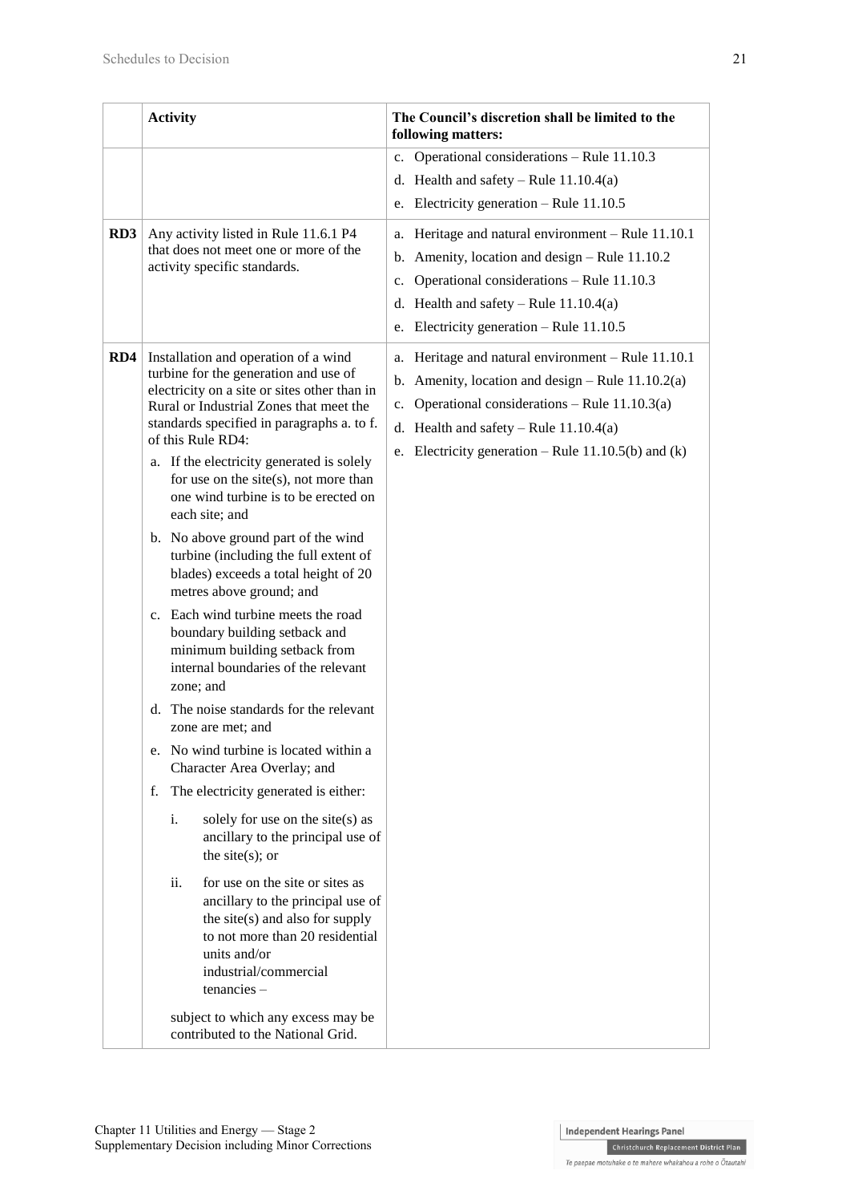| | Activity | The Council's discretion shall be limited to the following matters: |
|---|---|---|
| | | c. Operational considerations – Rule 11.10.3<br>d. Health and safety – Rule 11.10.4(a)<br>e. Electricity generation – Rule 11.10.5 |
| **RD3** | Any activity listed in Rule 11.6.1 P4 that does not meet one or more of the activity specific standards. | a. Heritage and natural environment – Rule 11.10.1<br>b. Amenity, location and design – Rule 11.10.2<br>c. Operational considerations – Rule 11.10.3<br>d. Health and safety – Rule 11.10.4(a)<br>e. Electricity generation – Rule 11.10.5 |
| **RD4** | Installation and operation of a wind turbine for the generation and use of electricity on a site or sites other than in Rural or Industrial Zones that meet the standards specified in paragraphs a. to f. of this Rule RD4:<br>a. If the electricity generated is solely for use on the site(s), not more than one wind turbine is to be erected on each site; and<br>b. No above ground part of the wind turbine (including the full extent of blades) exceeds a total height of 20 metres above ground; and<br>c. Each wind turbine meets the road boundary building setback and minimum building setback from internal boundaries of the relevant zone; and<br>d. The noise standards for the relevant zone are met; and<br>e. No wind turbine is located within a Character Area Overlay; and<br>f. The electricity generated is either:<br>i. solely for use on the site(s) as ancillary to the principal use of the site(s); or<br>ii. for use on the site or sites as ancillary to the principal use of the site(s) and also for supply to not more than 20 residential units and/or industrial/commercial tenancies –<br>subject to which any excess may be contributed to the National Grid. | a. Heritage and natural environment – Rule 11.10.1<br>b. Amenity, location and design – Rule 11.10.2(a)<br>c. Operational considerations – Rule 11.10.3(a)<br>d. Health and safety – Rule 11.10.4(a)<br>e. Electricity generation – Rule 11.10.5(b) and (k) |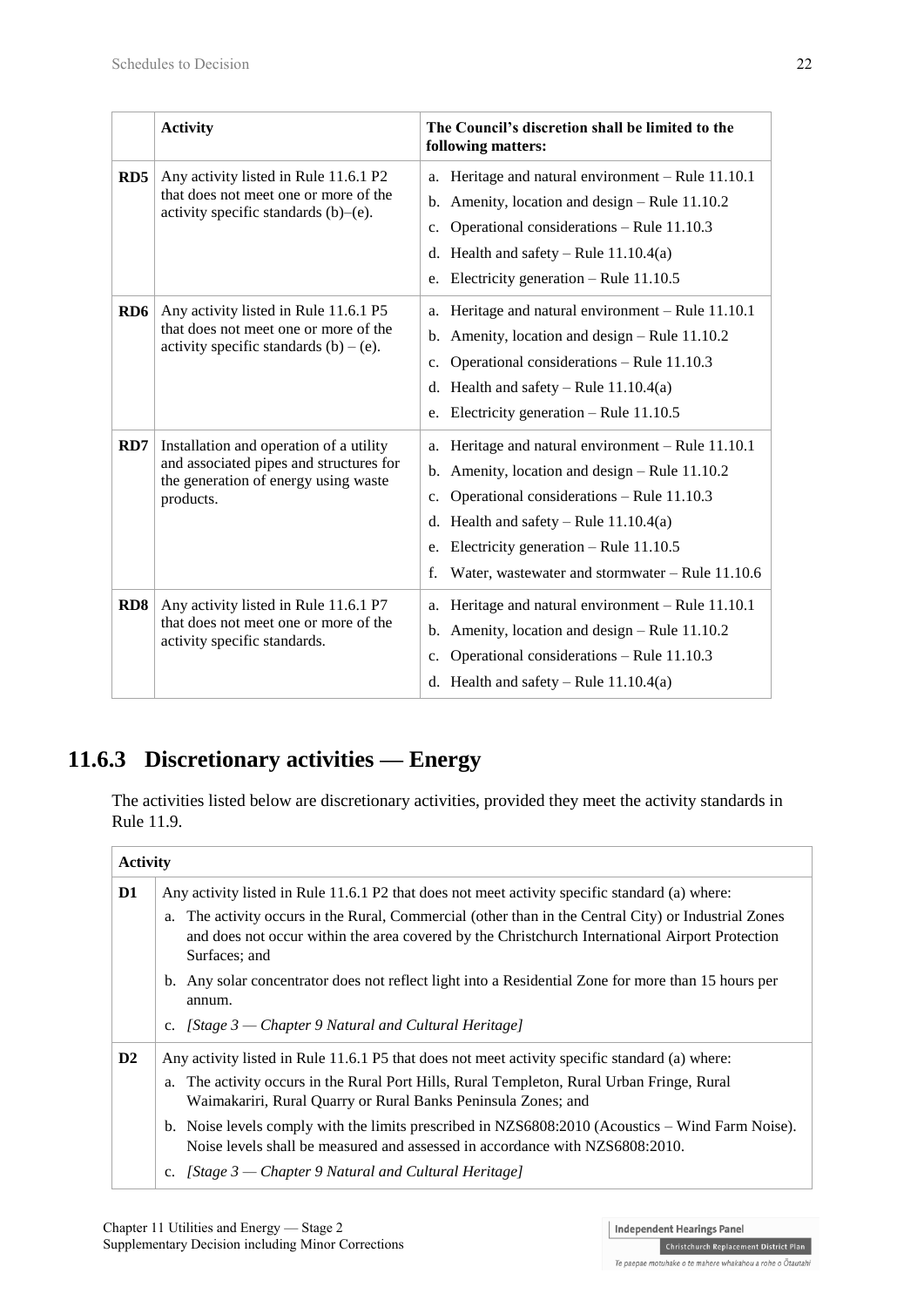| | Activity | The Council's discretion shall be limited to the following matters: |
|---|---|---|
| **RD5** | Any activity listed in Rule 11.6.1 P2 that does not meet one or more of the activity specific standards (b)–(e). | a. Heritage and natural environment – Rule 11.10.1<br>b. Amenity, location and design – Rule 11.10.2<br>c. Operational considerations – Rule 11.10.3<br>d. Health and safety – Rule 11.10.4(a)<br>e. Electricity generation – Rule 11.10.5 |
| **RD6** | Any activity listed in Rule 11.6.1 P5 that does not meet one or more of the activity specific standards (b) – (e). | a. Heritage and natural environment – Rule 11.10.1<br>b. Amenity, location and design – Rule 11.10.2<br>c. Operational considerations – Rule 11.10.3<br>d. Health and safety – Rule 11.10.4(a)<br>e. Electricity generation – Rule 11.10.5 |
| **RD7** | Installation and operation of a utility and associated pipes and structures for the generation of energy using waste products. | a. Heritage and natural environment – Rule 11.10.1<br>b. Amenity, location and design – Rule 11.10.2<br>c. Operational considerations – Rule 11.10.3<br>d. Health and safety – Rule 11.10.4(a)<br>e. Electricity generation – Rule 11.10.5<br>f. Water, wastewater and stormwater – Rule 11.10.6 |
| **RD8** | Any activity listed in Rule 11.6.1 P7 that does not meet one or more of the activity specific standards. | a. Heritage and natural environment – Rule 11.10.1<br>b. Amenity, location and design – Rule 11.10.2<br>c. Operational considerations – Rule 11.10.3<br>d. Health and safety – Rule 11.10.4(a) |

## 11.6.3 Discretionary activities — Energy

The activities listed below are discretionary activities, provided they meet the activity standards in Rule 11.9.

| Activity | |
|---|---|
| **D1** | Any activity listed in Rule 11.6.1 P2 that does not meet activity specific standard (a) where:<br>a. The activity occurs in the Rural, Commercial (other than in the Central City) or Industrial Zones and does not occur within the area covered by the Christchurch International Airport Protection Surfaces; and<br>b. Any solar concentrator does not reflect light into a Residential Zone for more than 15 hours per annum.<br>c. *[Stage 3 — Chapter 9 Natural and Cultural Heritage]* |
| **D2** | Any activity listed in Rule 11.6.1 P5 that does not meet activity specific standard (a) where:<br>a. The activity occurs in the Rural Port Hills, Rural Templeton, Rural Urban Fringe, Rural Waimakariri, Rural Quarry or Rural Banks Peninsula Zones; and<br>b. Noise levels comply with the limits prescribed in NZS6808:2010 (Acoustics – Wind Farm Noise). Noise levels shall be measured and assessed in accordance with NZS6808:2010.<br>c. *[Stage 3 — Chapter 9 Natural and Cultural Heritage]* |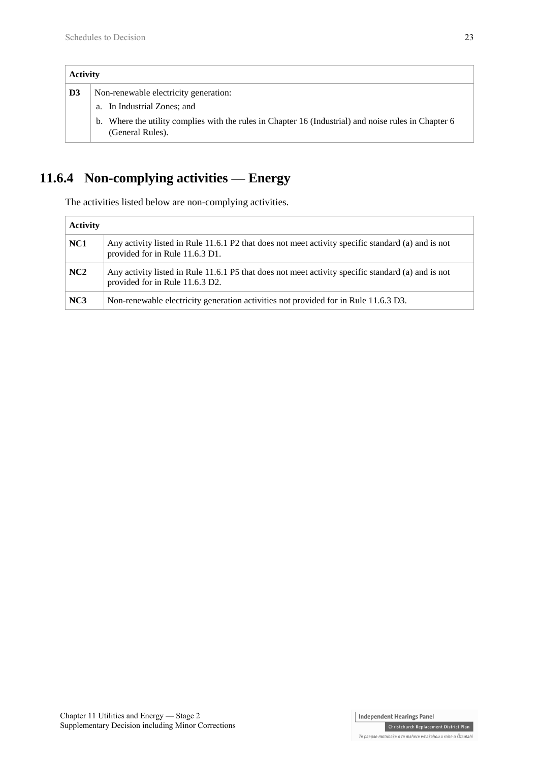| Activity | |
|---|---|
| **D3** | Non-renewable electricity generation:<br>a. In Industrial Zones; and<br>b. Where the utility complies with the rules in Chapter 16 (Industrial) and noise rules in Chapter 6 (General Rules). |

## 11.6.4 Non-complying activities — Energy

The activities listed below are non-complying activities.

| Activity | |
|---|---|
| **NC1** | Any activity listed in Rule 11.6.1 P2 that does not meet activity specific standard (a) and is not provided for in Rule 11.6.3 D1. |
| **NC2** | Any activity listed in Rule 11.6.1 P5 that does not meet activity specific standard (a) and is not provided for in Rule 11.6.3 D2. |
| **NC3** | Non-renewable electricity generation activities not provided for in Rule 11.6.3 D3. |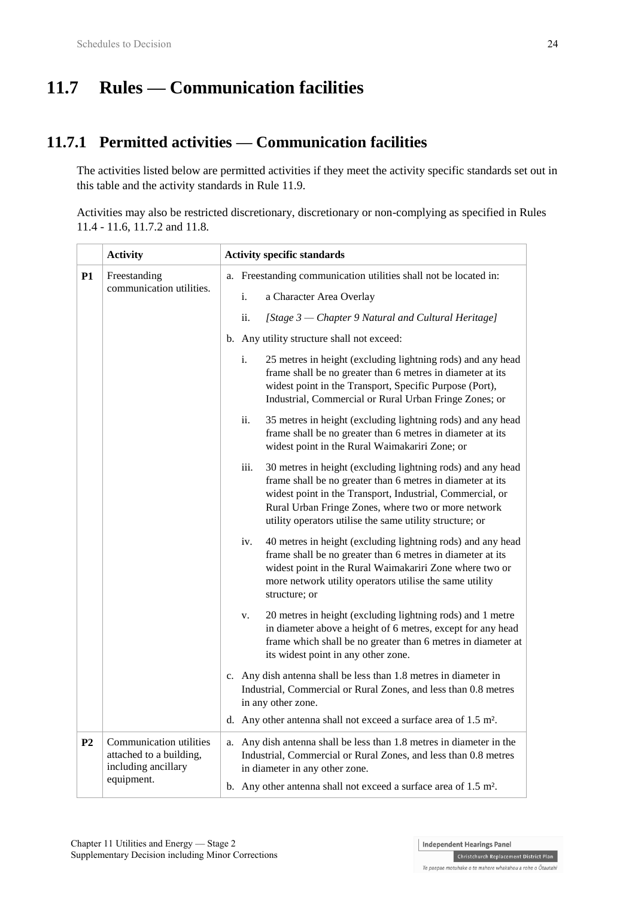# 11.7 Rules — Communication facilities

## 11.7.1 Permitted activities — Communication facilities

The activities listed below are permitted activities if they meet the activity specific standards set out in this table and the activity standards in Rule 11.9.

Activities may also be restricted discretionary, discretionary or non-complying as specified in Rules 11.4 - 11.6, 11.7.2 and 11.8.

| | Activity | Activity specific standards |
|---|---|---|
| **P1** | Freestanding communication utilities. | a. Freestanding communication utilities shall not be located in:<br>i. a Character Area Overlay<br>ii. *[Stage 3 — Chapter 9 Natural and Cultural Heritage]*<br>b. Any utility structure shall not exceed:<br>i. 25 metres in height (excluding lightning rods) and any head frame shall be no greater than 6 metres in diameter at its widest point in the Transport, Specific Purpose (Port), Industrial, Commercial or Rural Urban Fringe Zones; or<br>ii. 35 metres in height (excluding lightning rods) and any head frame shall be no greater than 6 metres in diameter at its widest point in the Rural Waimakariri Zone; or<br>iii. 30 metres in height (excluding lightning rods) and any head frame shall be no greater than 6 metres in diameter at its widest point in the Transport, Industrial, Commercial, or Rural Urban Fringe Zones, where two or more network utility operators utilise the same utility structure; or<br>iv. 40 metres in height (excluding lightning rods) and any head frame shall be no greater than 6 metres in diameter at its widest point in the Rural Waimakariri Zone where two or more network utility operators utilise the same utility structure; or<br>v. 20 metres in height (excluding lightning rods) and 1 metre in diameter above a height of 6 metres, except for any head frame which shall be no greater than 6 metres in diameter at its widest point in any other zone.<br>c. Any dish antenna shall be less than 1.8 metres in diameter in Industrial, Commercial or Rural Zones, and less than 0.8 metres in any other zone.<br>d. Any other antenna shall not exceed a surface area of 1.5 m². |
| **P2** | Communication utilities attached to a building, including ancillary equipment. | a. Any dish antenna shall be less than 1.8 metres in diameter in the Industrial, Commercial or Rural Zones, and less than 0.8 metres in diameter in any other zone.<br>b. Any other antenna shall not exceed a surface area of 1.5 m². |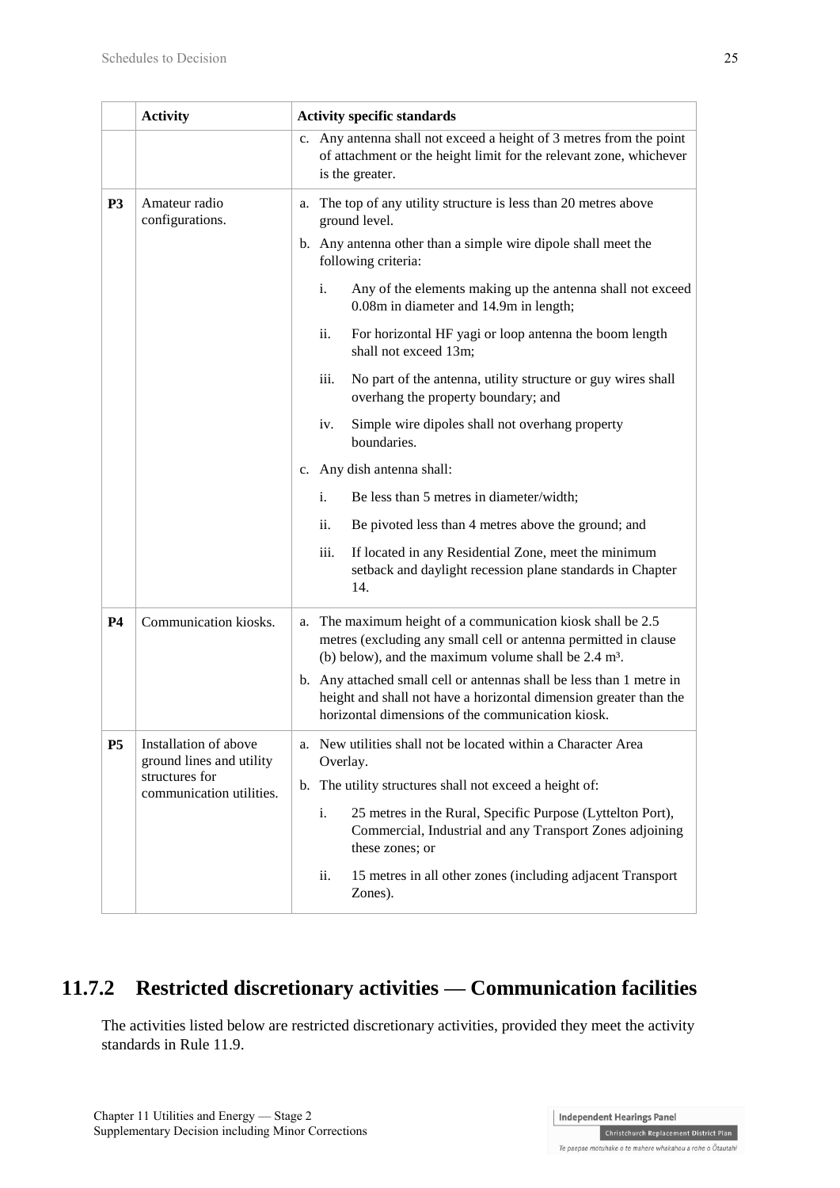| | Activity | Activity specific standards |
|---|---|---|
| | | c. Any antenna shall not exceed a height of 3 metres from the point of attachment or the height limit for the relevant zone, whichever is the greater. |
| **P3** | Amateur radio configurations. | a. The top of any utility structure is less than 20 metres above ground level.<br>b. Any antenna other than a simple wire dipole shall meet the following criteria:<br>i. Any of the elements making up the antenna shall not exceed 0.08m in diameter and 14.9m in length;<br>ii. For horizontal HF yagi or loop antenna the boom length shall not exceed 13m;<br>iii. No part of the antenna, utility structure or guy wires shall overhang the property boundary; and<br>iv. Simple wire dipoles shall not overhang property boundaries.<br>c. Any dish antenna shall:<br>i. Be less than 5 metres in diameter/width;<br>ii. Be pivoted less than 4 metres above the ground; and<br>iii. If located in any Residential Zone, meet the minimum setback and daylight recession plane standards in Chapter 14. |
| **P4** | Communication kiosks. | a. The maximum height of a communication kiosk shall be 2.5 metres (excluding any small cell or antenna permitted in clause (b) below), and the maximum volume shall be 2.4 m³.<br>b. Any attached small cell or antennas shall be less than 1 metre in height and shall not have a horizontal dimension greater than the horizontal dimensions of the communication kiosk. |
| **P5** | Installation of above ground lines and utility structures for communication utilities. | a. New utilities shall not be located within a Character Area Overlay.<br>b. The utility structures shall not exceed a height of:<br>i. 25 metres in the Rural, Specific Purpose (Lyttelton Port), Commercial, Industrial and any Transport Zones adjoining these zones; or<br>ii. 15 metres in all other zones (including adjacent Transport Zones). |

## 11.7.2 Restricted discretionary activities — Communication facilities

The activities listed below are restricted discretionary activities, provided they meet the activity standards in Rule 11.9.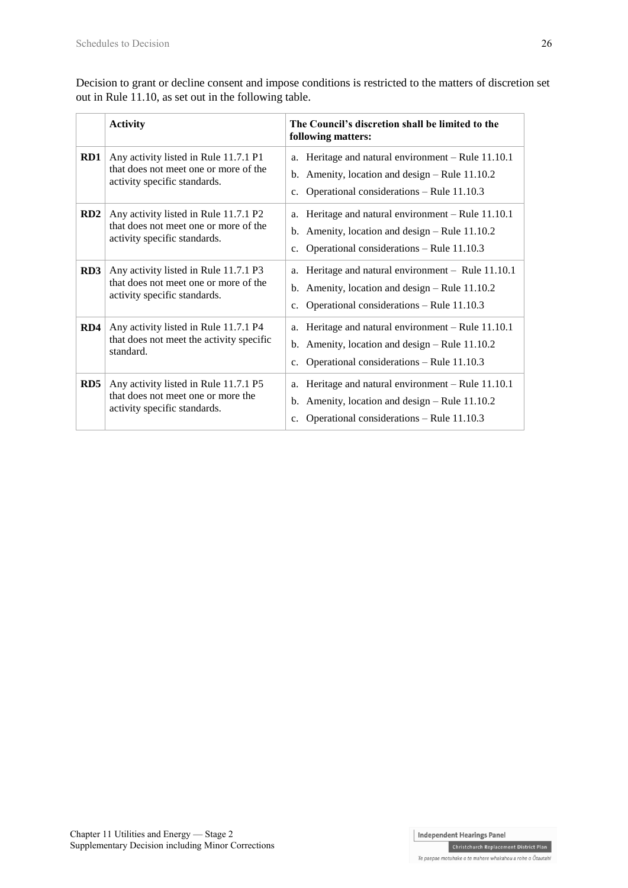Decision to grant or decline consent and impose conditions is restricted to the matters of discretion set out in Rule 11.10, as set out in the following table.

| | **Activity** | **The Council's discretion shall be limited to the following matters:** |
|---|---|---|
| **RD1** | Any activity listed in Rule 11.7.1 P1 that does not meet one or more of the activity specific standards. | a. Heritage and natural environment – Rule 11.10.1<br>b. Amenity, location and design – Rule 11.10.2<br>c. Operational considerations – Rule 11.10.3 |
| **RD2** | Any activity listed in Rule 11.7.1 P2 that does not meet one or more of the activity specific standards. | a. Heritage and natural environment – Rule 11.10.1<br>b. Amenity, location and design – Rule 11.10.2<br>c. Operational considerations – Rule 11.10.3 |
| **RD3** | Any activity listed in Rule 11.7.1 P3 that does not meet one or more of the activity specific standards. | a. Heritage and natural environment – Rule 11.10.1<br>b. Amenity, location and design – Rule 11.10.2<br>c. Operational considerations – Rule 11.10.3 |
| **RD4** | Any activity listed in Rule 11.7.1 P4 that does not meet the activity specific standard. | a. Heritage and natural environment – Rule 11.10.1<br>b. Amenity, location and design – Rule 11.10.2<br>c. Operational considerations – Rule 11.10.3 |
| **RD5** | Any activity listed in Rule 11.7.1 P5 that does not meet one or more the activity specific standards. | a. Heritage and natural environment – Rule 11.10.1<br>b. Amenity, location and design – Rule 11.10.2<br>c. Operational considerations – Rule 11.10.3 |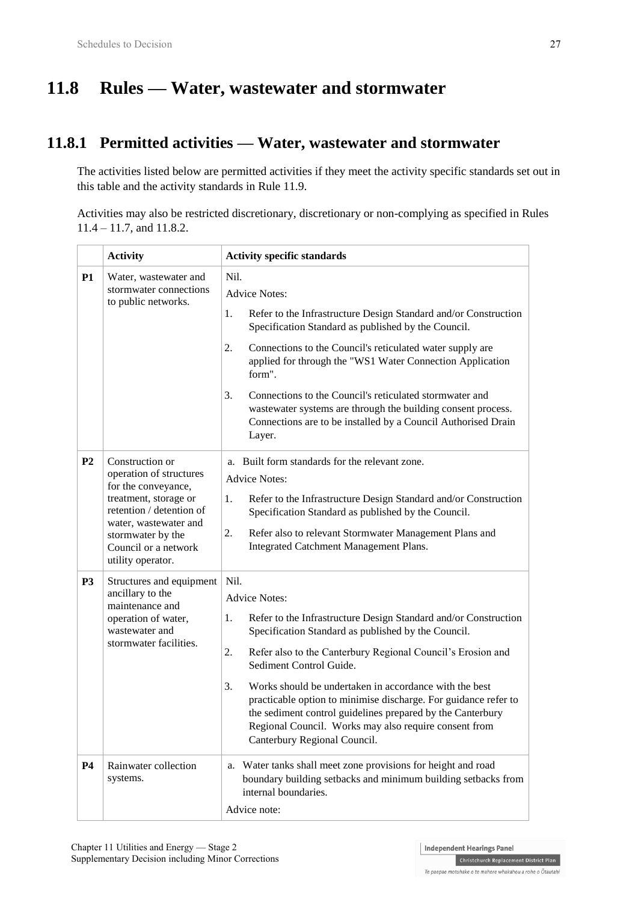# 11.8 Rules — Water, wastewater and stormwater

## 11.8.1 Permitted activities — Water, wastewater and stormwater

The activities listed below are permitted activities if they meet the activity specific standards set out in this table and the activity standards in Rule 11.9.

Activities may also be restricted discretionary, discretionary or non-complying as specified in Rules 11.4 – 11.7, and 11.8.2.

| | Activity | Activity specific standards |
|---|---|---|
| **P1** | Water, wastewater and stormwater connections to public networks. | Nil.<br>Advice Notes:<br>1. Refer to the Infrastructure Design Standard and/or Construction Specification Standard as published by the Council.<br>2. Connections to the Council's reticulated water supply are applied for through the "WS1 Water Connection Application form".<br>3. Connections to the Council's reticulated stormwater and wastewater systems are through the building consent process. Connections are to be installed by a Council Authorised Drain Layer. |
| **P2** | Construction or operation of structures for the conveyance, treatment, storage or retention / detention of water, wastewater and stormwater by the Council or a network utility operator. | a. Built form standards for the relevant zone.<br>Advice Notes:<br>1. Refer to the Infrastructure Design Standard and/or Construction Specification Standard as published by the Council.<br>2. Refer also to relevant Stormwater Management Plans and Integrated Catchment Management Plans. |
| **P3** | Structures and equipment ancillary to the maintenance and operation of water, wastewater and stormwater facilities. | Nil.<br>Advice Notes:<br>1. Refer to the Infrastructure Design Standard and/or Construction Specification Standard as published by the Council.<br>2. Refer also to the Canterbury Regional Council's Erosion and Sediment Control Guide.<br>3. Works should be undertaken in accordance with the best practicable option to minimise discharge. For guidance refer to the sediment control guidelines prepared by the Canterbury Regional Council. Works may also require consent from Canterbury Regional Council. |
| **P4** | Rainwater collection systems. | a. Water tanks shall meet zone provisions for height and road boundary building setbacks and minimum building setbacks from internal boundaries.<br>Advice note: |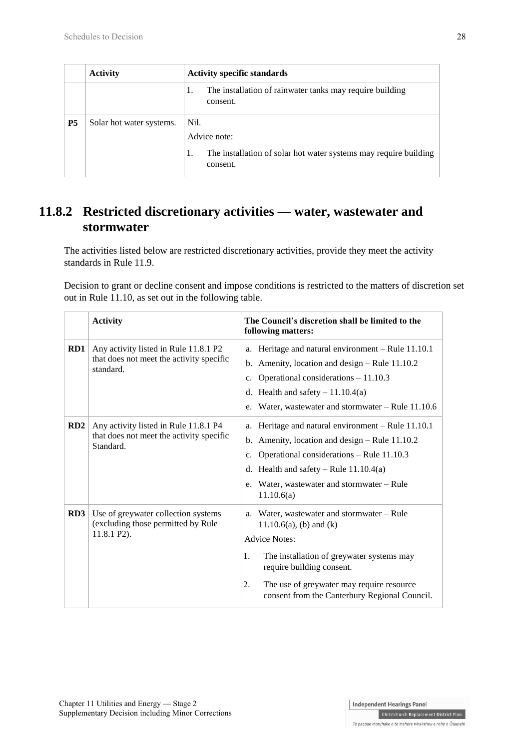| | Activity | Activity specific standards |
|---|---|---|
| | | 1. The installation of rainwater tanks may require building consent. |
| **P5** | Solar hot water systems. | Nil.<br>Advice note:<br>1. The installation of solar hot water systems may require building consent. |

## 11.8.2 Restricted discretionary activities — water, wastewater and stormwater

The activities listed below are restricted discretionary activities, provide they meet the activity standards in Rule 11.9.

Decision to grant or decline consent and impose conditions is restricted to the matters of discretion set out in Rule 11.10, as set out in the following table.

| | Activity | The Council's discretion shall be limited to the following matters: |
|---|---|---|
| **RD1** | Any activity listed in Rule 11.8.1 P2 that does not meet the activity specific standard. | a. Heritage and natural environment – Rule 11.10.1<br>b. Amenity, location and design – Rule 11.10.2<br>c. Operational considerations – 11.10.3<br>d. Health and safety – 11.10.4(a)<br>e. Water, wastewater and stormwater – Rule 11.10.6 |
| **RD2** | Any activity listed in Rule 11.8.1 P4 that does not meet the activity specific Standard. | a. Heritage and natural environment – Rule 11.10.1<br>b. Amenity, location and design – Rule 11.10.2<br>c. Operational considerations – Rule 11.10.3<br>d. Health and safety – Rule 11.10.4(a)<br>e. Water, wastewater and stormwater – Rule 11.10.6(a) |
| **RD3** | Use of greywater collection systems (excluding those permitted by Rule 11.8.1 P2). | a. Water, wastewater and stormwater – Rule 11.10.6(a), (b) and (k)<br>Advice Notes:<br>1. The installation of greywater systems may require building consent.<br>2. The use of greywater may require resource consent from the Canterbury Regional Council. |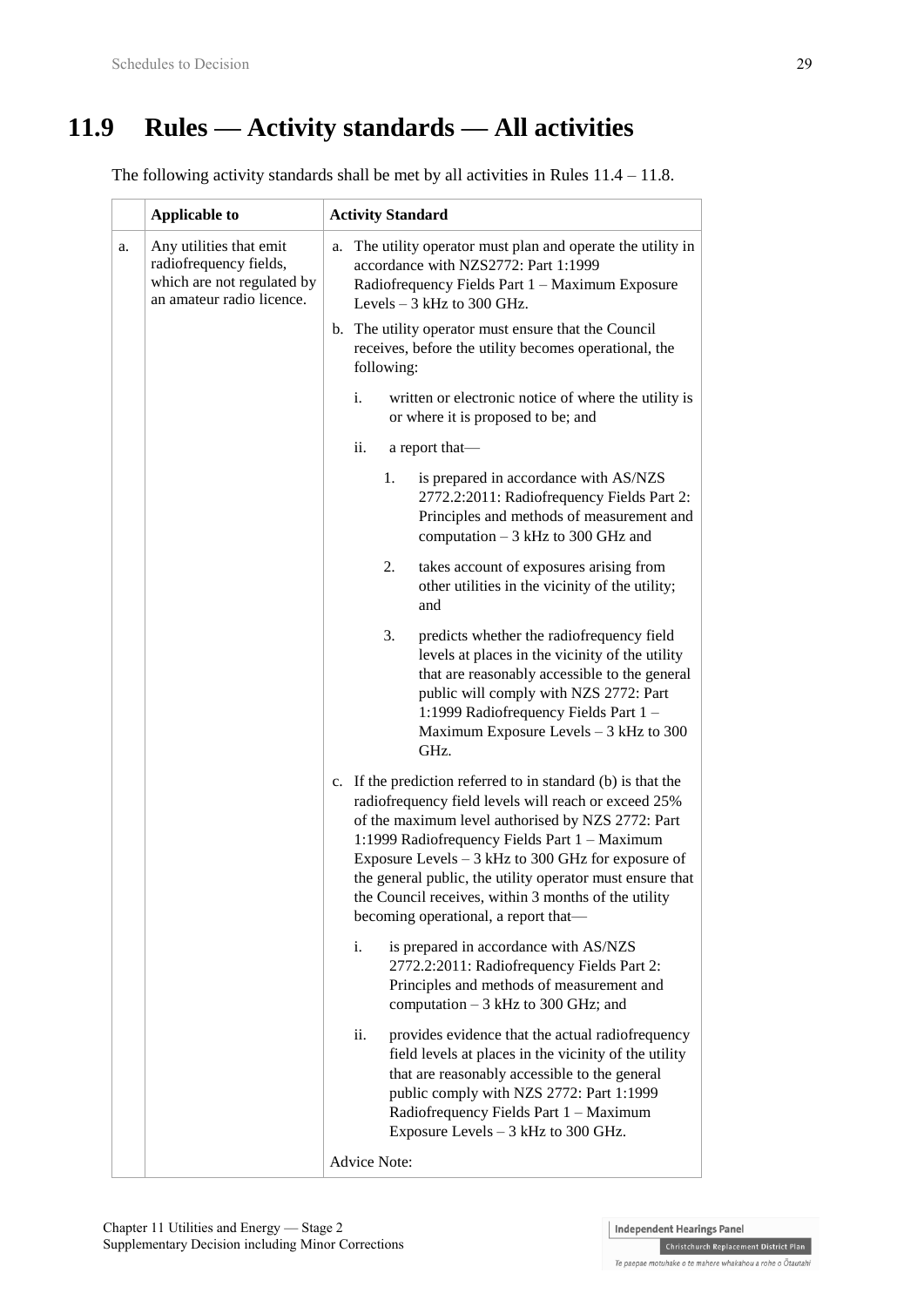# 11.9 Rules — Activity standards — All activities

The following activity standards shall be met by all activities in Rules 11.4 – 11.8.

| | Applicable to | Activity Standard |
|---|---|---|
| a. | Any utilities that emit radiofrequency fields, which are not regulated by an amateur radio licence. | a. The utility operator must plan and operate the utility in accordance with NZS2772: Part 1:1999 Radiofrequency Fields Part 1 – Maximum Exposure Levels – 3 kHz to 300 GHz.<br>b. The utility operator must ensure that the Council receives, before the utility becomes operational, the following:<br>i. written or electronic notice of where the utility is or where it is proposed to be; and<br>ii. a report that—<br>1. is prepared in accordance with AS/NZS 2772.2:2011: Radiofrequency Fields Part 2: Principles and methods of measurement and computation – 3 kHz to 300 GHz and<br>2. takes account of exposures arising from other utilities in the vicinity of the utility; and<br>3. predicts whether the radiofrequency field levels at places in the vicinity of the utility that are reasonably accessible to the general public will comply with NZS 2772: Part 1:1999 Radiofrequency Fields Part 1 – Maximum Exposure Levels – 3 kHz to 300 GHz.<br>c. If the prediction referred to in standard (b) is that the radiofrequency field levels will reach or exceed 25% of the maximum level authorised by NZS 2772: Part 1:1999 Radiofrequency Fields Part 1 – Maximum Exposure Levels – 3 kHz to 300 GHz for exposure of the general public, the utility operator must ensure that the Council receives, within 3 months of the utility becoming operational, a report that—<br>i. is prepared in accordance with AS/NZS 2772.2:2011: Radiofrequency Fields Part 2: Principles and methods of measurement and computation – 3 kHz to 300 GHz; and<br>ii. provides evidence that the actual radiofrequency field levels at places in the vicinity of the utility that are reasonably accessible to the general public comply with NZS 2772: Part 1:1999 Radiofrequency Fields Part 1 – Maximum Exposure Levels – 3 kHz to 300 GHz.<br>Advice Note: |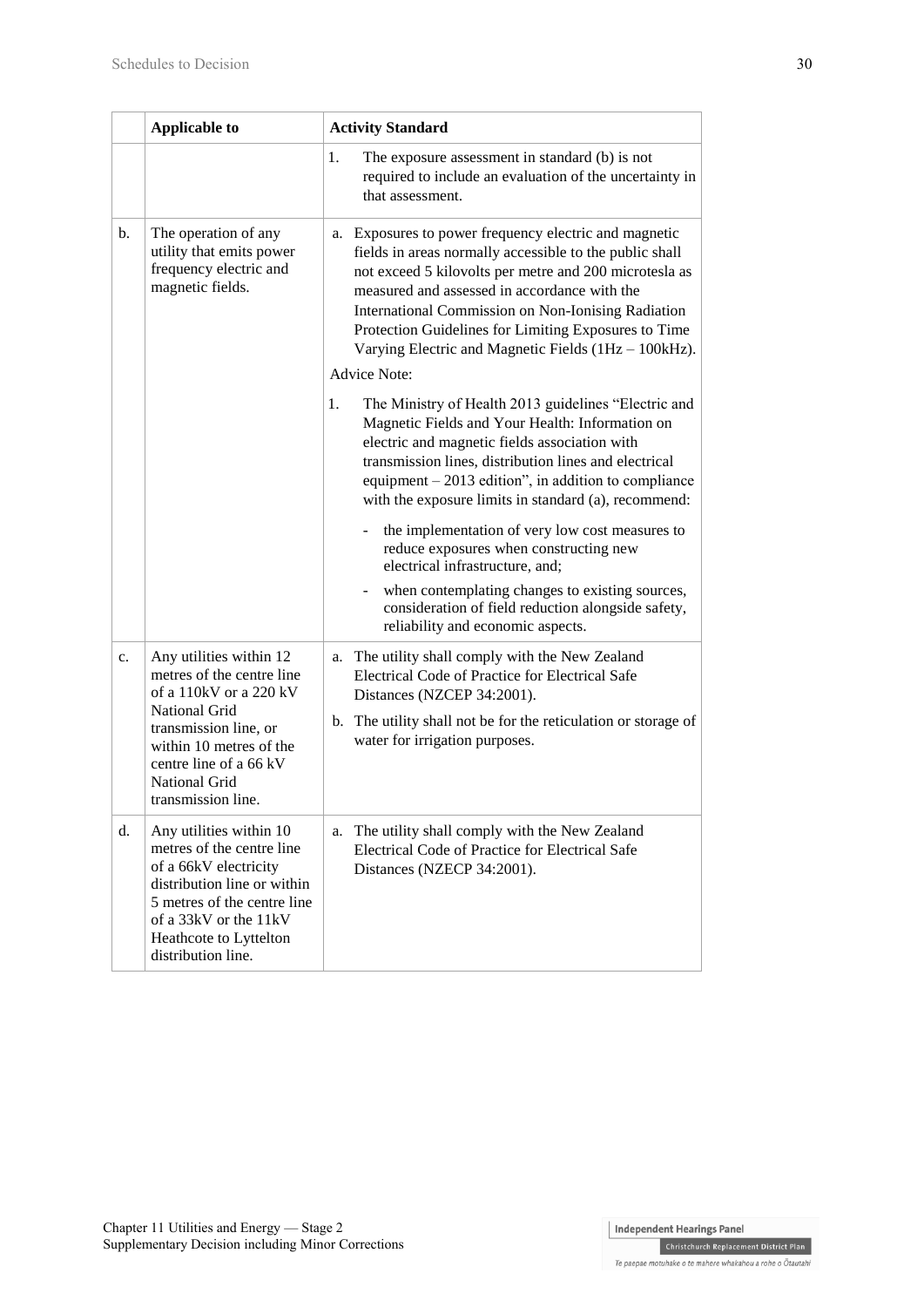| | Applicable to | Activity Standard |
|---|---|---|
| | | 1. The exposure assessment in standard (b) is not required to include an evaluation of the uncertainty in that assessment. |
| b. | The operation of any utility that emits power frequency electric and magnetic fields. | a. Exposures to power frequency electric and magnetic fields in areas normally accessible to the public shall not exceed 5 kilovolts per metre and 200 microtesla as measured and assessed in accordance with the International Commission on Non-Ionising Radiation Protection Guidelines for Limiting Exposures to Time Varying Electric and Magnetic Fields (1Hz – 100kHz).<br><br>Advice Note:<br><br>1. The Ministry of Health 2013 guidelines "Electric and Magnetic Fields and Your Health: Information on electric and magnetic fields association with transmission lines, distribution lines and electrical equipment – 2013 edition", in addition to compliance with the exposure limits in standard (a), recommend:<br>- the implementation of very low cost measures to reduce exposures when constructing new electrical infrastructure, and;<br>- when contemplating changes to existing sources, consideration of field reduction alongside safety, reliability and economic aspects. |
| c. | Any utilities within 12 metres of the centre line of a 110kV or a 220 kV National Grid transmission line, or within 10 metres of the centre line of a 66 kV National Grid transmission line. | a. The utility shall comply with the New Zealand Electrical Code of Practice for Electrical Safe Distances (NZCEP 34:2001).<br><br>b. The utility shall not be for the reticulation or storage of water for irrigation purposes. |
| d. | Any utilities within 10 metres of the centre line of a 66kV electricity distribution line or within 5 metres of the centre line of a 33kV or the 11kV Heathcote to Lyttelton distribution line. | a. The utility shall comply with the New Zealand Electrical Code of Practice for Electrical Safe Distances (NZECP 34:2001). |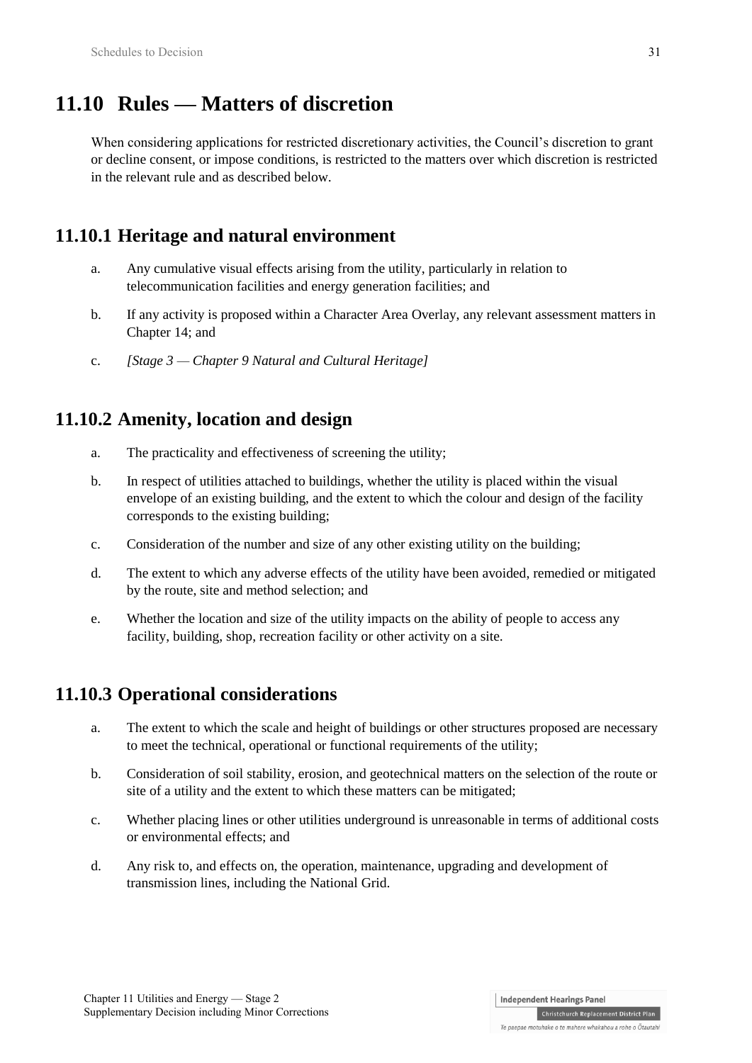## 11.10 Rules — Matters of discretion

When considering applications for restricted discretionary activities, the Council's discretion to grant or decline consent, or impose conditions, is restricted to the matters over which discretion is restricted in the relevant rule and as described below.

### 11.10.1 Heritage and natural environment

a. Any cumulative visual effects arising from the utility, particularly in relation to telecommunication facilities and energy generation facilities; and

b. If any activity is proposed within a Character Area Overlay, any relevant assessment matters in Chapter 14; and

c. *[Stage 3 — Chapter 9 Natural and Cultural Heritage]*

### 11.10.2 Amenity, location and design

a. The practicality and effectiveness of screening the utility;

b. In respect of utilities attached to buildings, whether the utility is placed within the visual envelope of an existing building, and the extent to which the colour and design of the facility corresponds to the existing building;

c. Consideration of the number and size of any other existing utility on the building;

d. The extent to which any adverse effects of the utility have been avoided, remedied or mitigated by the route, site and method selection; and

e. Whether the location and size of the utility impacts on the ability of people to access any facility, building, shop, recreation facility or other activity on a site.

### 11.10.3 Operational considerations

a. The extent to which the scale and height of buildings or other structures proposed are necessary to meet the technical, operational or functional requirements of the utility;

b. Consideration of soil stability, erosion, and geotechnical matters on the selection of the route or site of a utility and the extent to which these matters can be mitigated;

c. Whether placing lines or other utilities underground is unreasonable in terms of additional costs or environmental effects; and

d. Any risk to, and effects on, the operation, maintenance, upgrading and development of transmission lines, including the National Grid.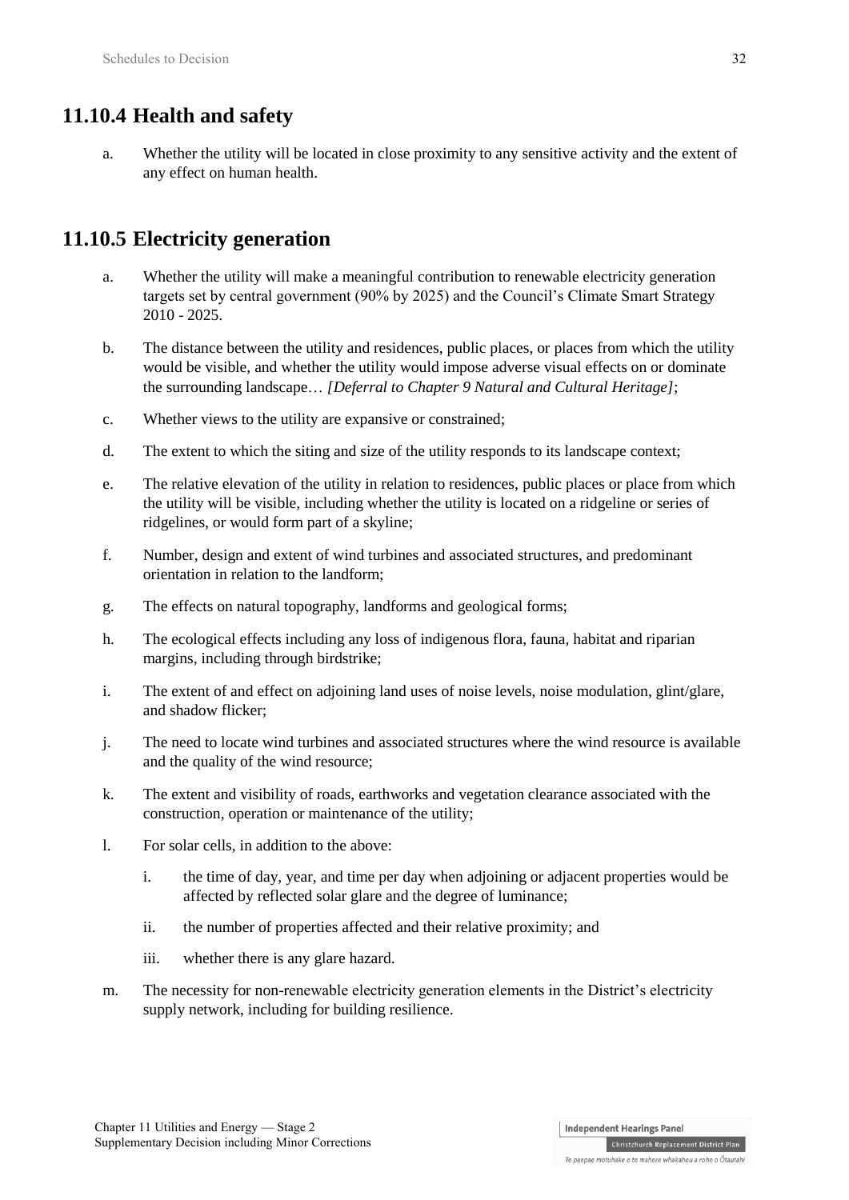## 11.10.4 Health and safety

a. Whether the utility will be located in close proximity to any sensitive activity and the extent of any effect on human health.

## 11.10.5 Electricity generation

a. Whether the utility will make a meaningful contribution to renewable electricity generation targets set by central government (90% by 2025) and the Council's Climate Smart Strategy 2010 - 2025.

b. The distance between the utility and residences, public places, or places from which the utility would be visible, and whether the utility would impose adverse visual effects on or dominate the surrounding landscape… *[Deferral to Chapter 9 Natural and Cultural Heritage]*;

c. Whether views to the utility are expansive or constrained;

d. The extent to which the siting and size of the utility responds to its landscape context;

e. The relative elevation of the utility in relation to residences, public places or place from which the utility will be visible, including whether the utility is located on a ridgeline or series of ridgelines, or would form part of a skyline;

f. Number, design and extent of wind turbines and associated structures, and predominant orientation in relation to the landform;

g. The effects on natural topography, landforms and geological forms;

h. The ecological effects including any loss of indigenous flora, fauna, habitat and riparian margins, including through birdstrike;

i. The extent of and effect on adjoining land uses of noise levels, noise modulation, glint/glare, and shadow flicker;

j. The need to locate wind turbines and associated structures where the wind resource is available and the quality of the wind resource;

k. The extent and visibility of roads, earthworks and vegetation clearance associated with the construction, operation or maintenance of the utility;

l. For solar cells, in addition to the above:

   i. the time of day, year, and time per day when adjoining or adjacent properties would be affected by reflected solar glare and the degree of luminance;

   ii. the number of properties affected and their relative proximity; and

   iii. whether there is any glare hazard.

m. The necessity for non-renewable electricity generation elements in the District's electricity supply network, including for building resilience.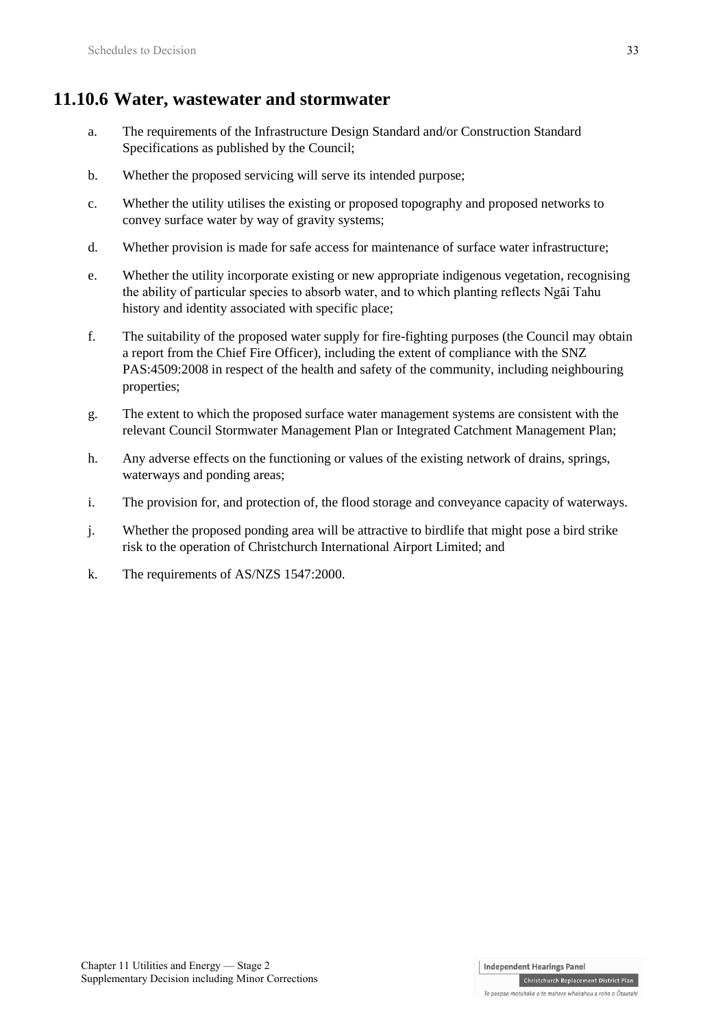## 11.10.6 Water, wastewater and stormwater

a. The requirements of the Infrastructure Design Standard and/or Construction Standard Specifications as published by the Council;

b. Whether the proposed servicing will serve its intended purpose;

c. Whether the utility utilises the existing or proposed topography and proposed networks to convey surface water by way of gravity systems;

d. Whether provision is made for safe access for maintenance of surface water infrastructure;

e. Whether the utility incorporate existing or new appropriate indigenous vegetation, recognising the ability of particular species to absorb water, and to which planting reflects Ngāi Tahu history and identity associated with specific place;

f. The suitability of the proposed water supply for fire-fighting purposes (the Council may obtain a report from the Chief Fire Officer), including the extent of compliance with the SNZ PAS:4509:2008 in respect of the health and safety of the community, including neighbouring properties;

g. The extent to which the proposed surface water management systems are consistent with the relevant Council Stormwater Management Plan or Integrated Catchment Management Plan;

h. Any adverse effects on the functioning or values of the existing network of drains, springs, waterways and ponding areas;

i. The provision for, and protection of, the flood storage and conveyance capacity of waterways.

j. Whether the proposed ponding area will be attractive to birdlife that might pose a bird strike risk to the operation of Christchurch International Airport Limited; and

k. The requirements of AS/NZS 1547:2000.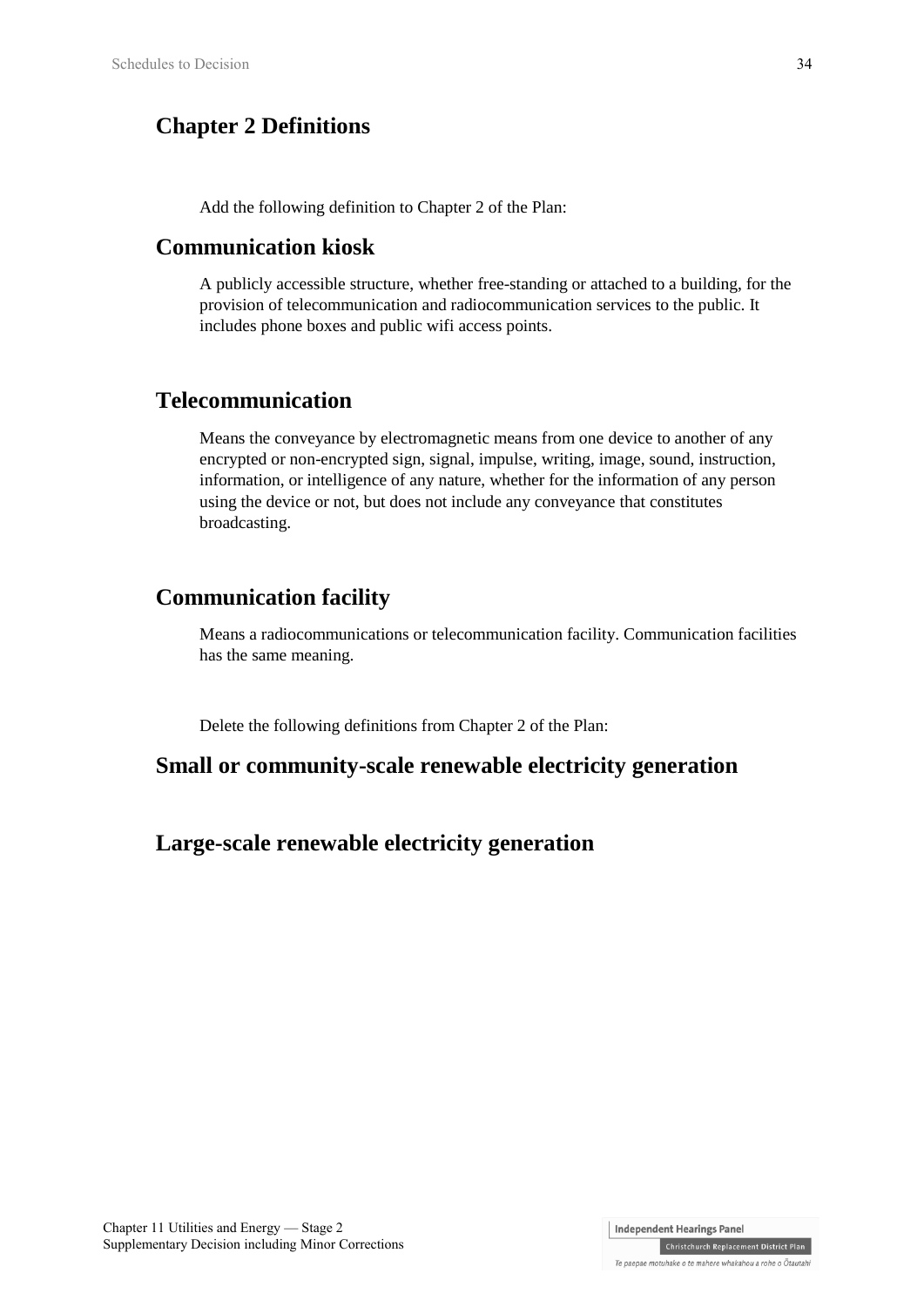# Chapter 2 Definitions

Add the following definition to Chapter 2 of the Plan:

## Communication kiosk

A publicly accessible structure, whether free-standing or attached to a building, for the provision of telecommunication and radiocommunication services to the public. It includes phone boxes and public wifi access points.

## Telecommunication

Means the conveyance by electromagnetic means from one device to another of any encrypted or non-encrypted sign, signal, impulse, writing, image, sound, instruction, information, or intelligence of any nature, whether for the information of any person using the device or not, but does not include any conveyance that constitutes broadcasting.

## Communication facility

Means a radiocommunications or telecommunication facility. Communication facilities has the same meaning.

Delete the following definitions from Chapter 2 of the Plan:

## Small or community-scale renewable electricity generation

## Large-scale renewable electricity generation